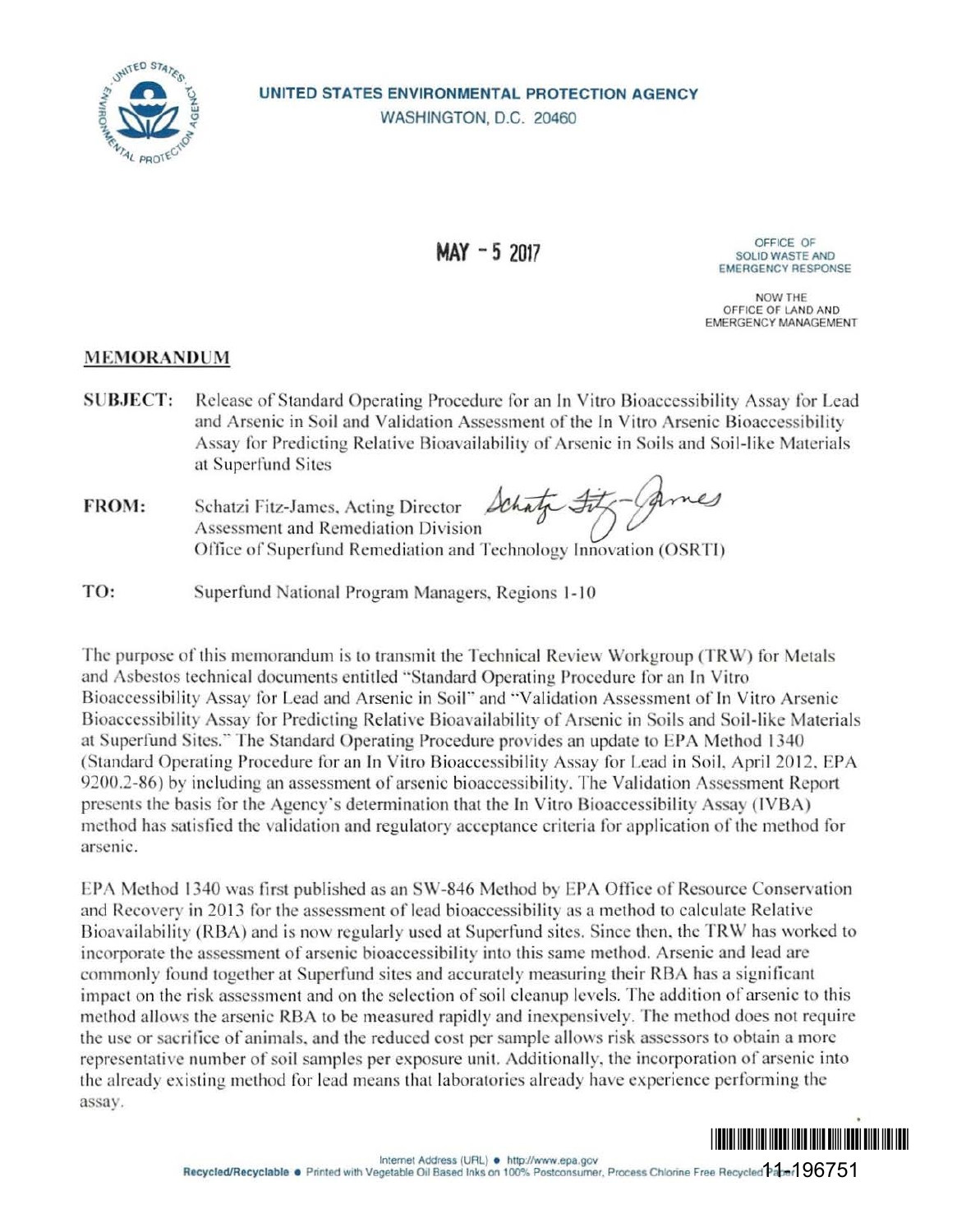**UNITED STATES ENVIRONMENTAL PROTECTION AGENCY**
WASHINGTON, D.C. 20460

**MAY - 5 2017**

OFFICE OF
SOLID WASTE AND
EMERGENCY RESPONSE

NOW THE
OFFICE OF LAND AND
EMERGENCY MANAGEMENT

## MEMORANDUM

**SUBJECT:** Release of Standard Operating Procedure for an In Vitro Bioaccessibility Assay for Lead and Arsenic in Soil and Validation Assessment of the In Vitro Arsenic Bioaccessibility Assay for Predicting Relative Bioavailability of Arsenic in Soils and Soil-like Materials at Superfund Sites

**FROM:** Schatzi Fitz-James, Acting Director
Assessment and Remediation Division
Office of Superfund Remediation and Technology Innovation (OSRTI)

**TO:** Superfund National Program Managers, Regions 1-10

The purpose of this memorandum is to transmit the Technical Review Workgroup (TRW) for Metals and Asbestos technical documents entitled "Standard Operating Procedure for an In Vitro Bioaccessibility Assay for Lead and Arsenic in Soil" and "Validation Assessment of In Vitro Arsenic Bioaccessibility Assay for Predicting Relative Bioavailability of Arsenic in Soils and Soil-like Materials at Superfund Sites." The Standard Operating Procedure provides an update to EPA Method 1340 (Standard Operating Procedure for an In Vitro Bioaccessibility Assay for Lead in Soil, April 2012, EPA 9200.2-86) by including an assessment of arsenic bioaccessibility. The Validation Assessment Report presents the basis for the Agency's determination that the In Vitro Bioaccessibility Assay (IVBA) method has satisfied the validation and regulatory acceptance criteria for application of the method for arsenic.

EPA Method 1340 was first published as an SW-846 Method by EPA Office of Resource Conservation and Recovery in 2013 for the assessment of lead bioaccessibility as a method to calculate Relative Bioavailability (RBA) and is now regularly used at Superfund sites. Since then, the TRW has worked to incorporate the assessment of arsenic bioaccessibility into this same method. Arsenic and lead are commonly found together at Superfund sites and accurately measuring their RBA has a significant impact on the risk assessment and on the selection of soil cleanup levels. The addition of arsenic to this method allows the arsenic RBA to be measured rapidly and inexpensively. The method does not require the use or sacrifice of animals, and the reduced cost per sample allows risk assessors to obtain a more representative number of soil samples per exposure unit. Additionally, the incorporation of arsenic into the already existing method for lead means that laboratories already have experience performing the assay.

11-196751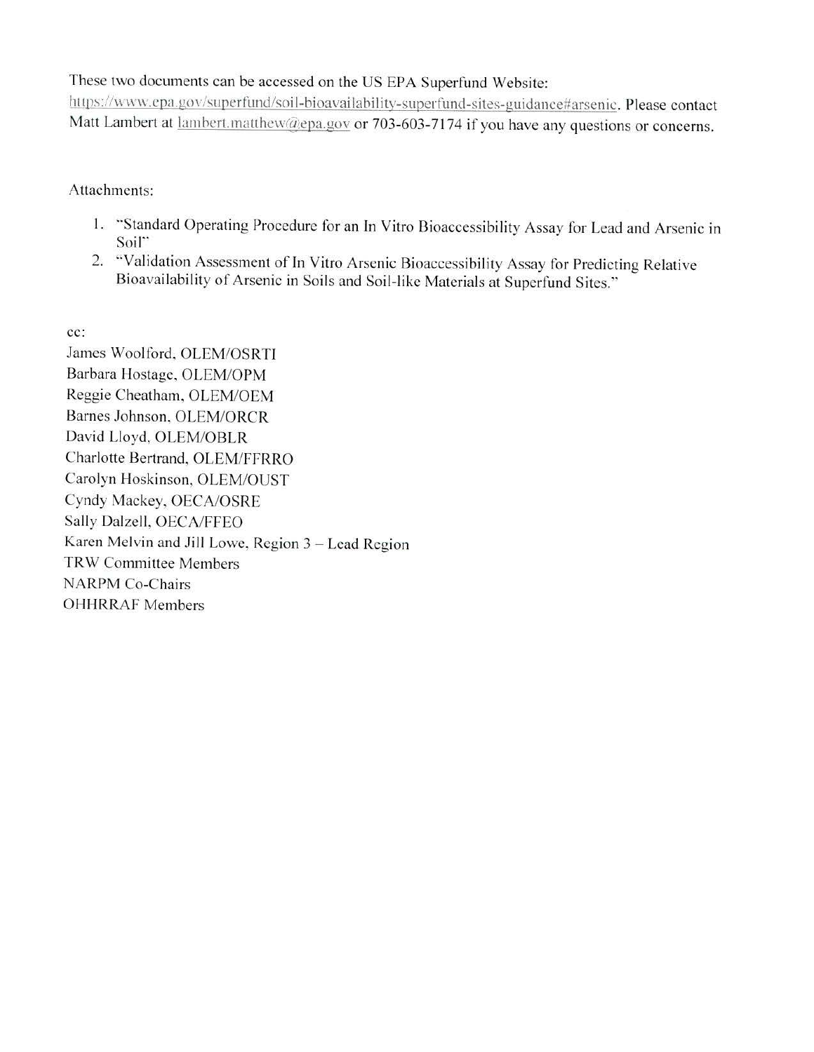These two documents can be accessed on the US EPA Superfund Website: https://www.epa.gov/superfund/soil-bioavailability-superfund-sites-guidance#arsenic. Please contact Matt Lambert at lambert.matthew@epa.gov or 703-603-7174 if you have any questions or concerns.

Attachments:

1. "Standard Operating Procedure for an In Vitro Bioaccessibility Assay for Lead and Arsenic in Soil"
2. "Validation Assessment of In Vitro Arsenic Bioaccessibility Assay for Predicting Relative Bioavailability of Arsenic in Soils and Soil-like Materials at Superfund Sites."

cc:
James Woolford, OLEM/OSRTI
Barbara Hostage, OLEM/OPM
Reggie Cheatham, OLEM/OEM
Barnes Johnson, OLEM/ORCR
David Lloyd, OLEM/OBLR
Charlotte Bertrand, OLEM/FFRRO
Carolyn Hoskinson, OLEM/OUST
Cyndy Mackey, OECA/OSRE
Sally Dalzell, OECA/FFEO
Karen Melvin and Jill Lowe, Region 3 – Lead Region
TRW Committee Members
NARPM Co-Chairs
OHHRRAF Members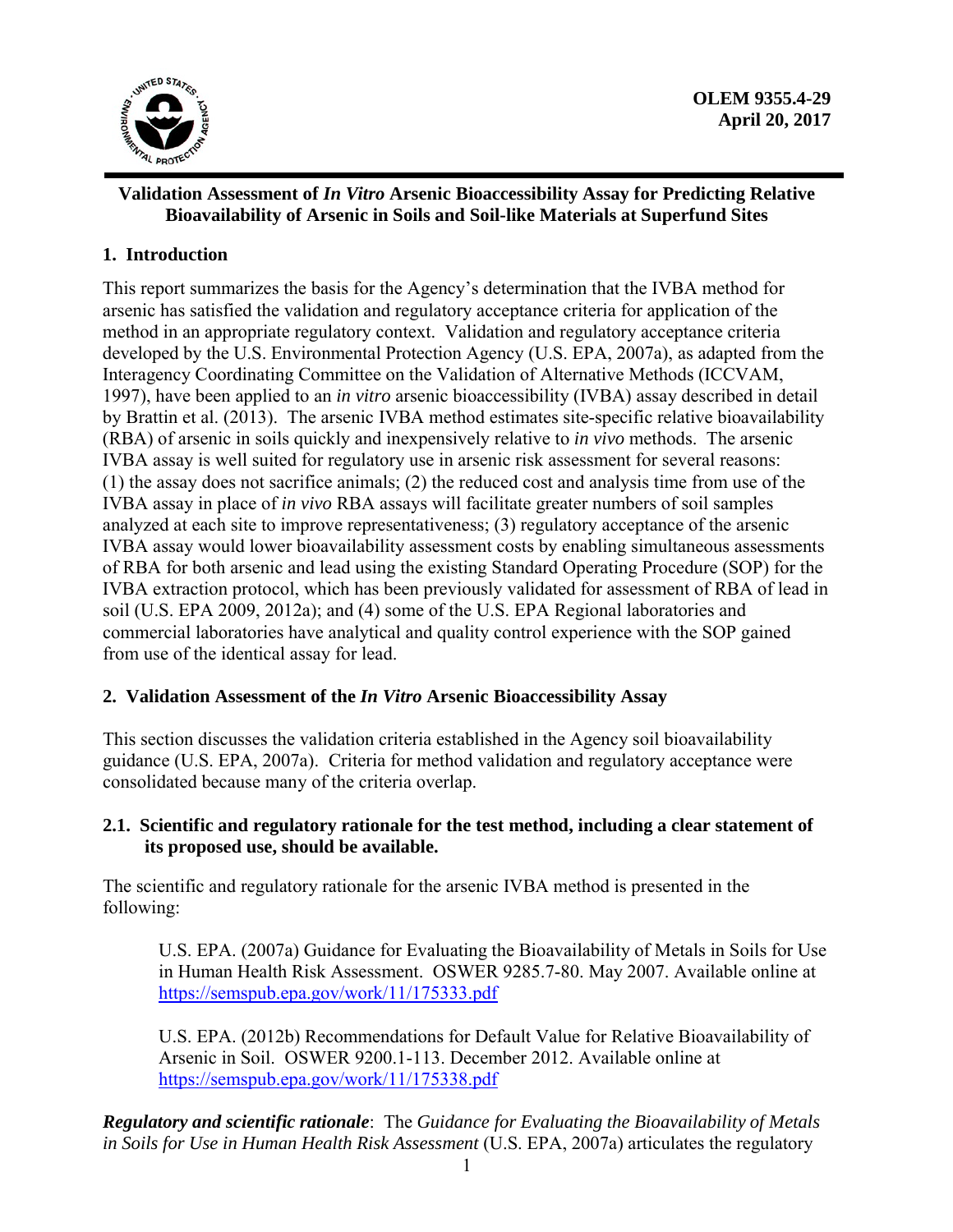**OLEM 9355.4-29**
**April 20, 2017**

---

# Validation Assessment of *In Vitro* Arsenic Bioaccessibility Assay for Predicting Relative Bioavailability of Arsenic in Soils and Soil-like Materials at Superfund Sites

## 1. Introduction

This report summarizes the basis for the Agency's determination that the IVBA method for arsenic has satisfied the validation and regulatory acceptance criteria for application of the method in an appropriate regulatory context. Validation and regulatory acceptance criteria developed by the U.S. Environmental Protection Agency (U.S. EPA, 2007a), as adapted from the Interagency Coordinating Committee on the Validation of Alternative Methods (ICCVAM, 1997), have been applied to an *in vitro* arsenic bioaccessibility (IVBA) assay described in detail by Brattin et al. (2013). The arsenic IVBA method estimates site-specific relative bioavailability (RBA) of arsenic in soils quickly and inexpensively relative to *in vivo* methods. The arsenic IVBA assay is well suited for regulatory use in arsenic risk assessment for several reasons: (1) the assay does not sacrifice animals; (2) the reduced cost and analysis time from use of the IVBA assay in place of *in vivo* RBA assays will facilitate greater numbers of soil samples analyzed at each site to improve representativeness; (3) regulatory acceptance of the arsenic IVBA assay would lower bioavailability assessment costs by enabling simultaneous assessments of RBA for both arsenic and lead using the existing Standard Operating Procedure (SOP) for the IVBA extraction protocol, which has been previously validated for assessment of RBA of lead in soil (U.S. EPA 2009, 2012a); and (4) some of the U.S. EPA Regional laboratories and commercial laboratories have analytical and quality control experience with the SOP gained from use of the identical assay for lead.

## 2. Validation Assessment of the *In Vitro* Arsenic Bioaccessibility Assay

This section discusses the validation criteria established in the Agency soil bioavailability guidance (U.S. EPA, 2007a). Criteria for method validation and regulatory acceptance were consolidated because many of the criteria overlap.

### 2.1. Scientific and regulatory rationale for the test method, including a clear statement of its proposed use, should be available.

The scientific and regulatory rationale for the arsenic IVBA method is presented in the following:

> U.S. EPA. (2007a) Guidance for Evaluating the Bioavailability of Metals in Soils for Use in Human Health Risk Assessment. OSWER 9285.7-80. May 2007. Available online at https://semspub.epa.gov/work/11/175333.pdf

> U.S. EPA. (2012b) Recommendations for Default Value for Relative Bioavailability of Arsenic in Soil. OSWER 9200.1-113. December 2012. Available online at https://semspub.epa.gov/work/11/175338.pdf

***Regulatory and scientific rationale***: The *Guidance for Evaluating the Bioavailability of Metals in Soils for Use in Human Health Risk Assessment* (U.S. EPA, 2007a) articulates the regulatory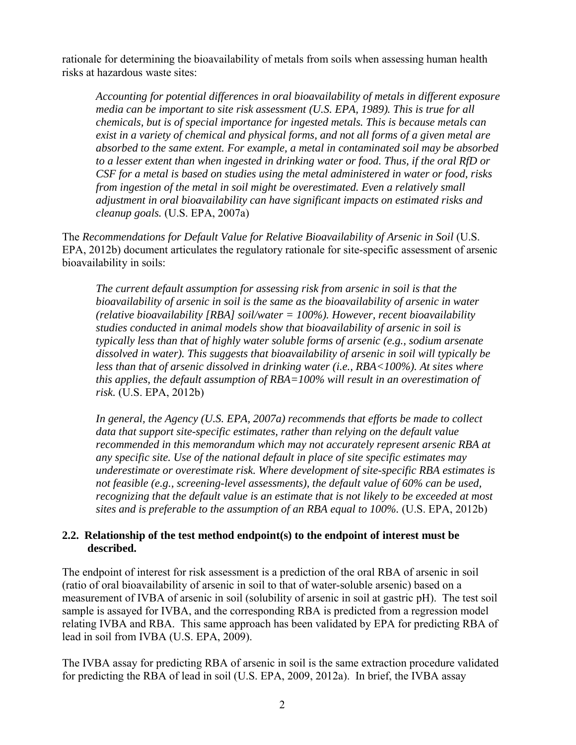rationale for determining the bioavailability of metals from soils when assessing human health risks at hazardous waste sites:

> *Accounting for potential differences in oral bioavailability of metals in different exposure media can be important to site risk assessment (U.S. EPA, 1989). This is true for all chemicals, but is of special importance for ingested metals. This is because metals can exist in a variety of chemical and physical forms, and not all forms of a given metal are absorbed to the same extent. For example, a metal in contaminated soil may be absorbed to a lesser extent than when ingested in drinking water or food. Thus, if the oral RfD or CSF for a metal is based on studies using the metal administered in water or food, risks from ingestion of the metal in soil might be overestimated. Even a relatively small adjustment in oral bioavailability can have significant impacts on estimated risks and cleanup goals.* (U.S. EPA, 2007a)

The *Recommendations for Default Value for Relative Bioavailability of Arsenic in Soil* (U.S. EPA, 2012b) document articulates the regulatory rationale for site-specific assessment of arsenic bioavailability in soils:

> *The current default assumption for assessing risk from arsenic in soil is that the bioavailability of arsenic in soil is the same as the bioavailability of arsenic in water (relative bioavailability [RBA] soil/water = 100%). However, recent bioavailability studies conducted in animal models show that bioavailability of arsenic in soil is typically less than that of highly water soluble forms of arsenic (e.g., sodium arsenate dissolved in water). This suggests that bioavailability of arsenic in soil will typically be less than that of arsenic dissolved in drinking water (i.e., RBA<100%). At sites where this applies, the default assumption of RBA=100% will result in an overestimation of risk.* (U.S. EPA, 2012b)
>
> *In general, the Agency (U.S. EPA, 2007a) recommends that efforts be made to collect data that support site-specific estimates, rather than relying on the default value recommended in this memorandum which may not accurately represent arsenic RBA at any specific site. Use of the national default in place of site specific estimates may underestimate or overestimate risk. Where development of site-specific RBA estimates is not feasible (e.g., screening-level assessments), the default value of 60% can be used, recognizing that the default value is an estimate that is not likely to be exceeded at most sites and is preferable to the assumption of an RBA equal to 100%.* (U.S. EPA, 2012b)

### 2.2. Relationship of the test method endpoint(s) to the endpoint of interest must be described.

The endpoint of interest for risk assessment is a prediction of the oral RBA of arsenic in soil (ratio of oral bioavailability of arsenic in soil to that of water-soluble arsenic) based on a measurement of IVBA of arsenic in soil (solubility of arsenic in soil at gastric pH). The test soil sample is assayed for IVBA, and the corresponding RBA is predicted from a regression model relating IVBA and RBA. This same approach has been validated by EPA for predicting RBA of lead in soil from IVBA (U.S. EPA, 2009).

The IVBA assay for predicting RBA of arsenic in soil is the same extraction procedure validated for predicting the RBA of lead in soil (U.S. EPA, 2009, 2012a). In brief, the IVBA assay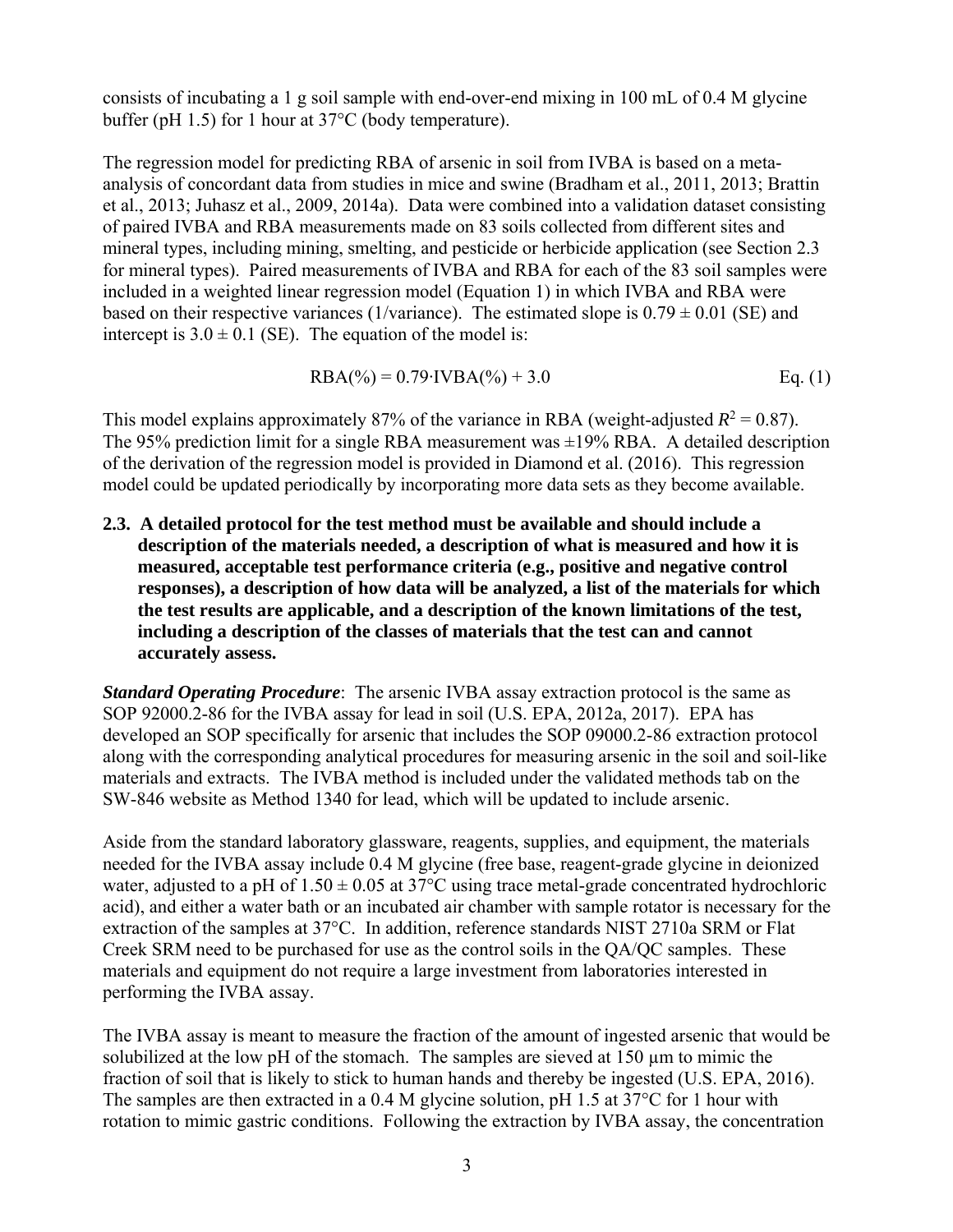consists of incubating a 1 g soil sample with end-over-end mixing in 100 mL of 0.4 M glycine buffer (pH 1.5) for 1 hour at 37°C (body temperature).

The regression model for predicting RBA of arsenic in soil from IVBA is based on a meta-analysis of concordant data from studies in mice and swine (Bradham et al., 2011, 2013; Brattin et al., 2013; Juhasz et al., 2009, 2014a). Data were combined into a validation dataset consisting of paired IVBA and RBA measurements made on 83 soils collected from different sites and mineral types, including mining, smelting, and pesticide or herbicide application (see Section 2.3 for mineral types). Paired measurements of IVBA and RBA for each of the 83 soil samples were included in a weighted linear regression model (Equation 1) in which IVBA and RBA were based on their respective variances (1/variance). The estimated slope is 0.79 ± 0.01 (SE) and intercept is 3.0 ± 0.1 (SE). The equation of the model is:

$$\text{RBA}(\%) = 0.79 \cdot \text{IVBA}(\%) + 3.0 \qquad \text{Eq. (1)}$$

This model explains approximately 87% of the variance in RBA (weight-adjusted $R^2 = 0.87$). The 95% prediction limit for a single RBA measurement was ±19% RBA. A detailed description of the derivation of the regression model is provided in Diamond et al. (2016). This regression model could be updated periodically by incorporating more data sets as they become available.

**2.3. A detailed protocol for the test method must be available and should include a description of the materials needed, a description of what is measured and how it is measured, acceptable test performance criteria (e.g., positive and negative control responses), a description of how data will be analyzed, a list of the materials for which the test results are applicable, and a description of the known limitations of the test, including a description of the classes of materials that the test can and cannot accurately assess.**

***Standard Operating Procedure***: The arsenic IVBA assay extraction protocol is the same as SOP 92000.2-86 for the IVBA assay for lead in soil (U.S. EPA, 2012a, 2017). EPA has developed an SOP specifically for arsenic that includes the SOP 09000.2-86 extraction protocol along with the corresponding analytical procedures for measuring arsenic in the soil and soil-like materials and extracts. The IVBA method is included under the validated methods tab on the SW-846 website as Method 1340 for lead, which will be updated to include arsenic.

Aside from the standard laboratory glassware, reagents, supplies, and equipment, the materials needed for the IVBA assay include 0.4 M glycine (free base, reagent-grade glycine in deionized water, adjusted to a pH of 1.50 ± 0.05 at 37°C using trace metal-grade concentrated hydrochloric acid), and either a water bath or an incubated air chamber with sample rotator is necessary for the extraction of the samples at 37°C. In addition, reference standards NIST 2710a SRM or Flat Creek SRM need to be purchased for use as the control soils in the QA/QC samples. These materials and equipment do not require a large investment from laboratories interested in performing the IVBA assay.

The IVBA assay is meant to measure the fraction of the amount of ingested arsenic that would be solubilized at the low pH of the stomach. The samples are sieved at 150 µm to mimic the fraction of soil that is likely to stick to human hands and thereby be ingested (U.S. EPA, 2016). The samples are then extracted in a 0.4 M glycine solution, pH 1.5 at 37°C for 1 hour with rotation to mimic gastric conditions. Following the extraction by IVBA assay, the concentration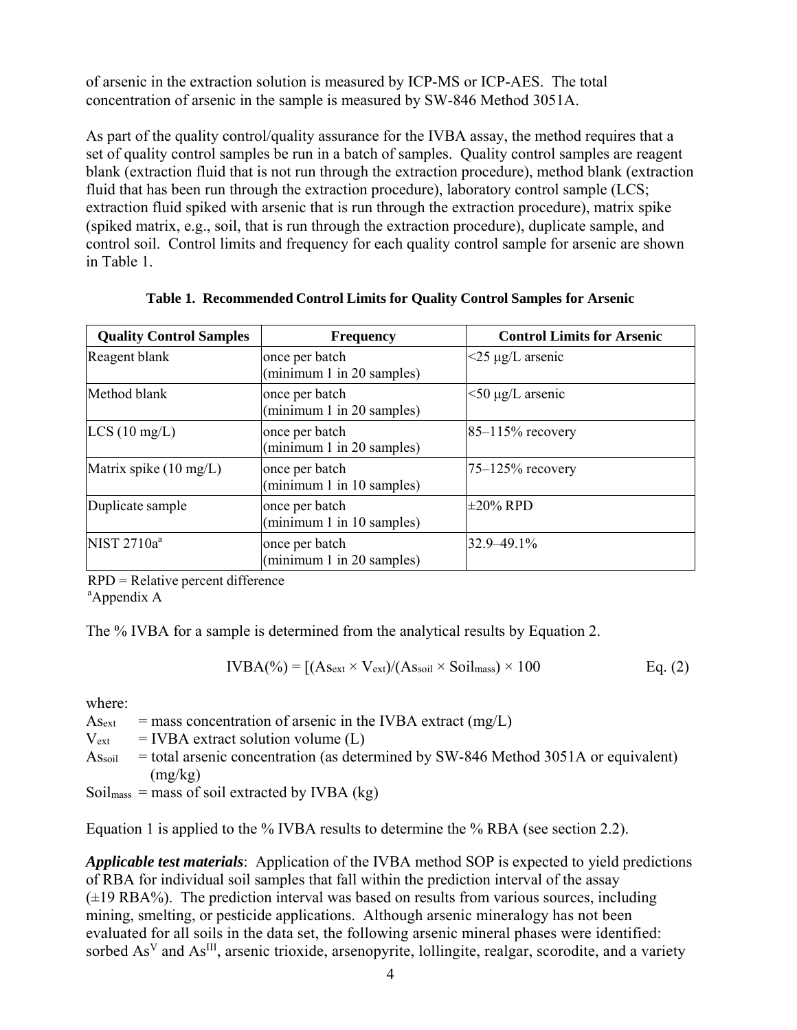of arsenic in the extraction solution is measured by ICP-MS or ICP-AES. The total concentration of arsenic in the sample is measured by SW-846 Method 3051A.

As part of the quality control/quality assurance for the IVBA assay, the method requires that a set of quality control samples be run in a batch of samples. Quality control samples are reagent blank (extraction fluid that is not run through the extraction procedure), method blank (extraction fluid that has been run through the extraction procedure), laboratory control sample (LCS; extraction fluid spiked with arsenic that is run through the extraction procedure), matrix spike (spiked matrix, e.g., soil, that is run through the extraction procedure), duplicate sample, and control soil. Control limits and frequency for each quality control sample for arsenic are shown in Table 1.

**Table 1. Recommended Control Limits for Quality Control Samples for Arsenic**

| Quality Control Samples | Frequency | Control Limits for Arsenic |
|---|---|---|
| Reagent blank | once per batch (minimum 1 in 20 samples) | <25 µg/L arsenic |
| Method blank | once per batch (minimum 1 in 20 samples) | <50 µg/L arsenic |
| LCS (10 mg/L) | once per batch (minimum 1 in 20 samples) | 85–115% recovery |
| Matrix spike (10 mg/L) | once per batch (minimum 1 in 10 samples) | 75–125% recovery |
| Duplicate sample | once per batch (minimum 1 in 10 samples) | ±20% RPD |
| NIST 2710a[a] | once per batch (minimum 1 in 20 samples) | 32.9–49.1% |

RPD = Relative percent difference
[a]Appendix A

The % IVBA for a sample is determined from the analytical results by Equation 2.

$$\text{IVBA}(\%) = [(As_{ext} \times V_{ext})/(As_{soil} \times Soil_{mass}) \times 100 \qquad \text{Eq. (2)}$$

where:

$As_{ext}$ = mass concentration of arsenic in the IVBA extract (mg/L)
$V_{ext}$ = IVBA extract solution volume (L)
$As_{soil}$ = total arsenic concentration (as determined by SW-846 Method 3051A or equivalent) (mg/kg)
$Soil_{mass}$ = mass of soil extracted by IVBA (kg)

Equation 1 is applied to the % IVBA results to determine the % RBA (see section 2.2).

***Applicable test materials***: Application of the IVBA method SOP is expected to yield predictions of RBA for individual soil samples that fall within the prediction interval of the assay (±19 RBA%). The prediction interval was based on results from various sources, including mining, smelting, or pesticide applications. Although arsenic mineralogy has not been evaluated for all soils in the data set, the following arsenic mineral phases were identified: sorbed $As^{V}$ and $As^{III}$, arsenic trioxide, arsenopyrite, lollingite, realgar, scorodite, and a variety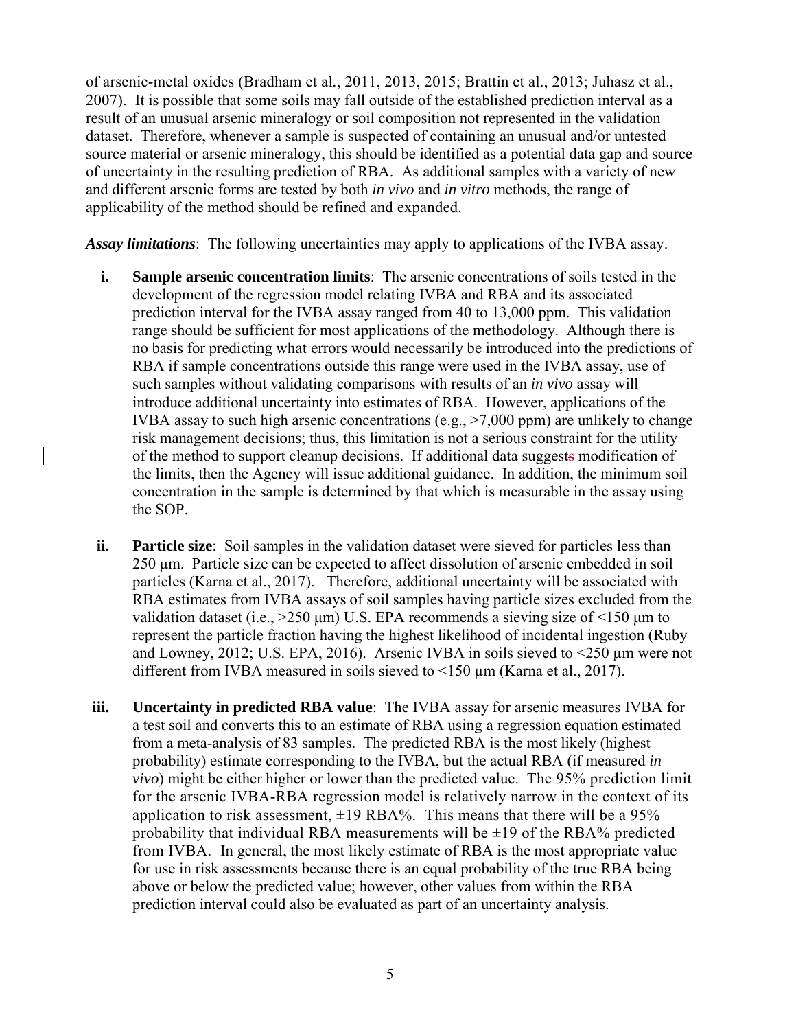of arsenic-metal oxides (Bradham et al., 2011, 2013, 2015; Brattin et al., 2013; Juhasz et al., 2007). It is possible that some soils may fall outside of the established prediction interval as a result of an unusual arsenic mineralogy or soil composition not represented in the validation dataset. Therefore, whenever a sample is suspected of containing an unusual and/or untested source material or arsenic mineralogy, this should be identified as a potential data gap and source of uncertainty in the resulting prediction of RBA. As additional samples with a variety of new and different arsenic forms are tested by both *in vivo* and *in vitro* methods, the range of applicability of the method should be refined and expanded.

***Assay limitations***: The following uncertainties may apply to applications of the IVBA assay.

i. **Sample arsenic concentration limits**: The arsenic concentrations of soils tested in the development of the regression model relating IVBA and RBA and its associated prediction interval for the IVBA assay ranged from 40 to 13,000 ppm. This validation range should be sufficient for most applications of the methodology. Although there is no basis for predicting what errors would necessarily be introduced into the predictions of RBA if sample concentrations outside this range were used in the IVBA assay, use of such samples without validating comparisons with results of an *in vivo* assay will introduce additional uncertainty into estimates of RBA. However, applications of the IVBA assay to such high arsenic concentrations (e.g., >7,000 ppm) are unlikely to change risk management decisions; thus, this limitation is not a serious constraint for the utility of the method to support cleanup decisions. If additional data suggest modification of the limits, then the Agency will issue additional guidance. In addition, the minimum soil concentration in the sample is determined by that which is measurable in the assay using the SOP.

ii. **Particle size**: Soil samples in the validation dataset were sieved for particles less than 250 µm. Particle size can be expected to affect dissolution of arsenic embedded in soil particles (Karna et al., 2017). Therefore, additional uncertainty will be associated with RBA estimates from IVBA assays of soil samples having particle sizes excluded from the validation dataset (i.e., >250 µm) U.S. EPA recommends a sieving size of <150 µm to represent the particle fraction having the highest likelihood of incidental ingestion (Ruby and Lowney, 2012; U.S. EPA, 2016). Arsenic IVBA in soils sieved to <250 µm were not different from IVBA measured in soils sieved to <150 µm (Karna et al., 2017).

iii. **Uncertainty in predicted RBA value**: The IVBA assay for arsenic measures IVBA for a test soil and converts this to an estimate of RBA using a regression equation estimated from a meta-analysis of 83 samples. The predicted RBA is the most likely (highest probability) estimate corresponding to the IVBA, but the actual RBA (if measured *in vivo*) might be either higher or lower than the predicted value. The 95% prediction limit for the arsenic IVBA-RBA regression model is relatively narrow in the context of its application to risk assessment, ±19 RBA%. This means that there will be a 95% probability that individual RBA measurements will be ±19 of the RBA% predicted from IVBA. In general, the most likely estimate of RBA is the most appropriate value for use in risk assessments because there is an equal probability of the true RBA being above or below the predicted value; however, other values from within the RBA prediction interval could also be evaluated as part of an uncertainty analysis.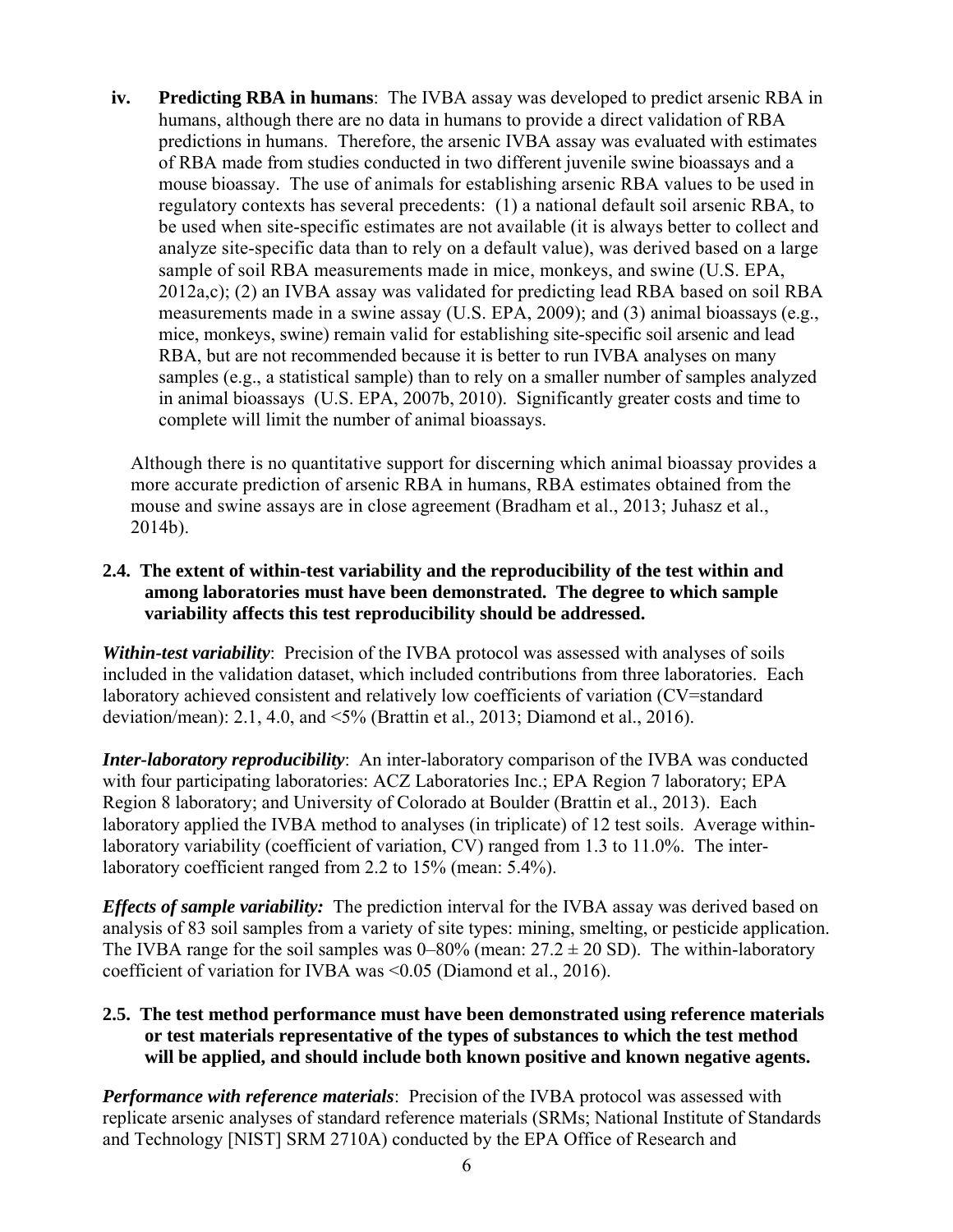iv. **Predicting RBA in humans**: The IVBA assay was developed to predict arsenic RBA in humans, although there are no data in humans to provide a direct validation of RBA predictions in humans. Therefore, the arsenic IVBA assay was evaluated with estimates of RBA made from studies conducted in two different juvenile swine bioassays and a mouse bioassay. The use of animals for establishing arsenic RBA values to be used in regulatory contexts has several precedents: (1) a national default soil arsenic RBA, to be used when site-specific estimates are not available (it is always better to collect and analyze site-specific data than to rely on a default value), was derived based on a large sample of soil RBA measurements made in mice, monkeys, and swine (U.S. EPA, 2012a,c); (2) an IVBA assay was validated for predicting lead RBA based on soil RBA measurements made in a swine assay (U.S. EPA, 2009); and (3) animal bioassays (e.g., mice, monkeys, swine) remain valid for establishing site-specific soil arsenic and lead RBA, but are not recommended because it is better to run IVBA analyses on many samples (e.g., a statistical sample) than to rely on a smaller number of samples analyzed in animal bioassays (U.S. EPA, 2007b, 2010). Significantly greater costs and time to complete will limit the number of animal bioassays.

Although there is no quantitative support for discerning which animal bioassay provides a more accurate prediction of arsenic RBA in humans, RBA estimates obtained from the mouse and swine assays are in close agreement (Bradham et al., 2013; Juhasz et al., 2014b).

### 2.4. The extent of within-test variability and the reproducibility of the test within and among laboratories must have been demonstrated. The degree to which sample variability affects this test reproducibility should be addressed.

***Within-test variability***: Precision of the IVBA protocol was assessed with analyses of soils included in the validation dataset, which included contributions from three laboratories. Each laboratory achieved consistent and relatively low coefficients of variation (CV=standard deviation/mean): 2.1, 4.0, and <5% (Brattin et al., 2013; Diamond et al., 2016).

***Inter-laboratory reproducibility***: An inter-laboratory comparison of the IVBA was conducted with four participating laboratories: ACZ Laboratories Inc.; EPA Region 7 laboratory; EPA Region 8 laboratory; and University of Colorado at Boulder (Brattin et al., 2013). Each laboratory applied the IVBA method to analyses (in triplicate) of 12 test soils. Average within-laboratory variability (coefficient of variation, CV) ranged from 1.3 to 11.0%. The inter-laboratory coefficient ranged from 2.2 to 15% (mean: 5.4%).

***Effects of sample variability:*** The prediction interval for the IVBA assay was derived based on analysis of 83 soil samples from a variety of site types: mining, smelting, or pesticide application. The IVBA range for the soil samples was 0–80% (mean: 27.2 ± 20 SD). The within-laboratory coefficient of variation for IVBA was <0.05 (Diamond et al., 2016).

### 2.5. The test method performance must have been demonstrated using reference materials or test materials representative of the types of substances to which the test method will be applied, and should include both known positive and known negative agents.

***Performance with reference materials***: Precision of the IVBA protocol was assessed with replicate arsenic analyses of standard reference materials (SRMs; National Institute of Standards and Technology [NIST] SRM 2710A) conducted by the EPA Office of Research and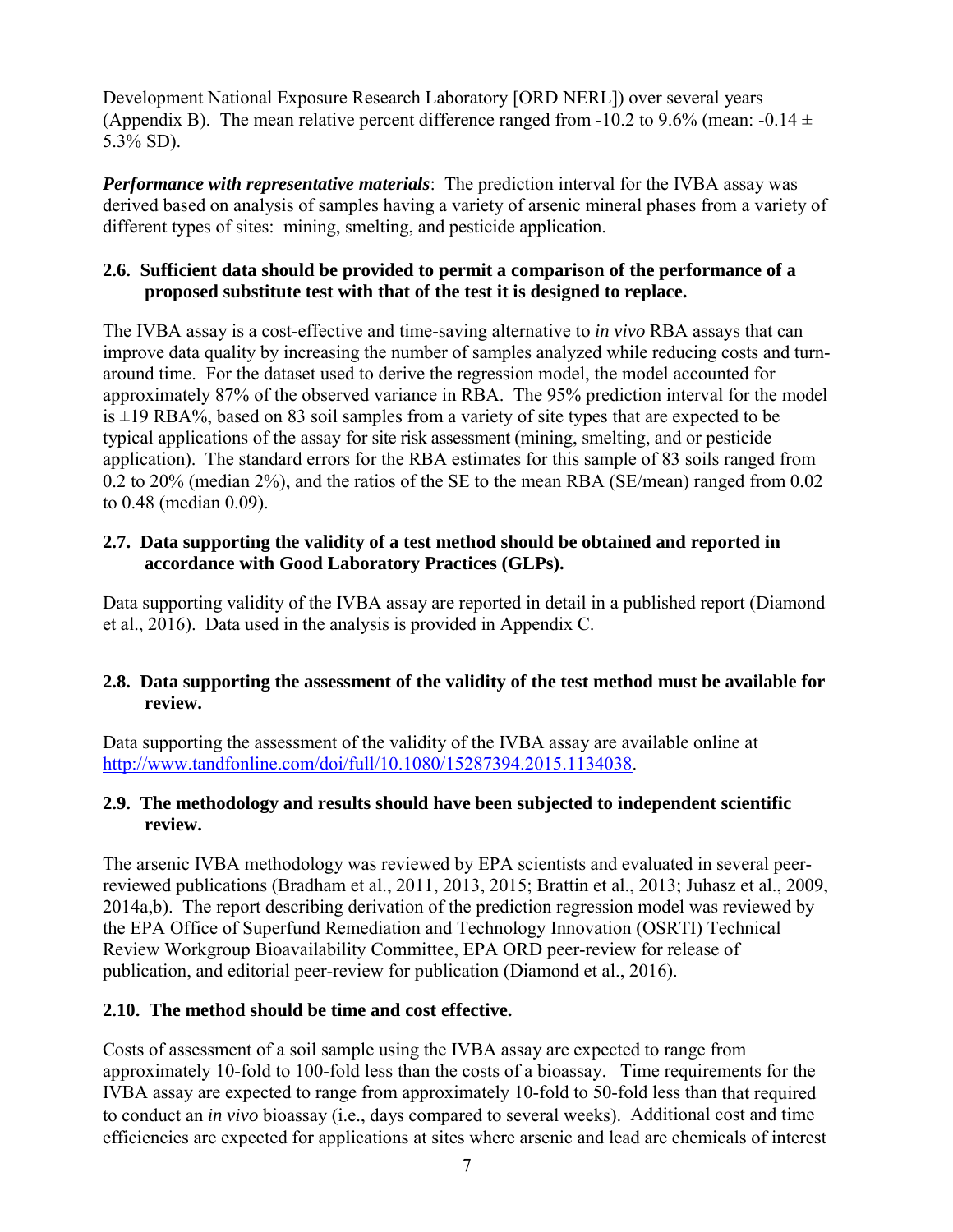Development National Exposure Research Laboratory [ORD NERL]) over several years (Appendix B). The mean relative percent difference ranged from -10.2 to 9.6% (mean: -0.14 ± 5.3% SD).

***Performance with representative materials***: The prediction interval for the IVBA assay was derived based on analysis of samples having a variety of arsenic mineral phases from a variety of different types of sites: mining, smelting, and pesticide application.

### 2.6. Sufficient data should be provided to permit a comparison of the performance of a proposed substitute test with that of the test it is designed to replace.

The IVBA assay is a cost-effective and time-saving alternative to *in vivo* RBA assays that can improve data quality by increasing the number of samples analyzed while reducing costs and turn-around time. For the dataset used to derive the regression model, the model accounted for approximately 87% of the observed variance in RBA. The 95% prediction interval for the model is ±19 RBA%, based on 83 soil samples from a variety of site types that are expected to be typical applications of the assay for site risk assessment (mining, smelting, and or pesticide application). The standard errors for the RBA estimates for this sample of 83 soils ranged from 0.2 to 20% (median 2%), and the ratios of the SE to the mean RBA (SE/mean) ranged from 0.02 to 0.48 (median 0.09).

### 2.7. Data supporting the validity of a test method should be obtained and reported in accordance with Good Laboratory Practices (GLPs).

Data supporting validity of the IVBA assay are reported in detail in a published report (Diamond et al., 2016). Data used in the analysis is provided in Appendix C.

### 2.8. Data supporting the assessment of the validity of the test method must be available for review.

Data supporting the assessment of the validity of the IVBA assay are available online at [http://www.tandfonline.com/doi/full/10.1080/15287394.2015.1134038](http://www.tandfonline.com/doi/full/10.1080/15287394.2015.1134038).

### 2.9. The methodology and results should have been subjected to independent scientific review.

The arsenic IVBA methodology was reviewed by EPA scientists and evaluated in several peer-reviewed publications (Bradham et al., 2011, 2013, 2015; Brattin et al., 2013; Juhasz et al., 2009, 2014a,b). The report describing derivation of the prediction regression model was reviewed by the EPA Office of Superfund Remediation and Technology Innovation (OSRTI) Technical Review Workgroup Bioavailability Committee, EPA ORD peer-review for release of publication, and editorial peer-review for publication (Diamond et al., 2016).

### 2.10. The method should be time and cost effective.

Costs of assessment of a soil sample using the IVBA assay are expected to range from approximately 10-fold to 100-fold less than the costs of a bioassay. Time requirements for the IVBA assay are expected to range from approximately 10-fold to 50-fold less than that required to conduct an *in vivo* bioassay (i.e., days compared to several weeks). Additional cost and time efficiencies are expected for applications at sites where arsenic and lead are chemicals of interest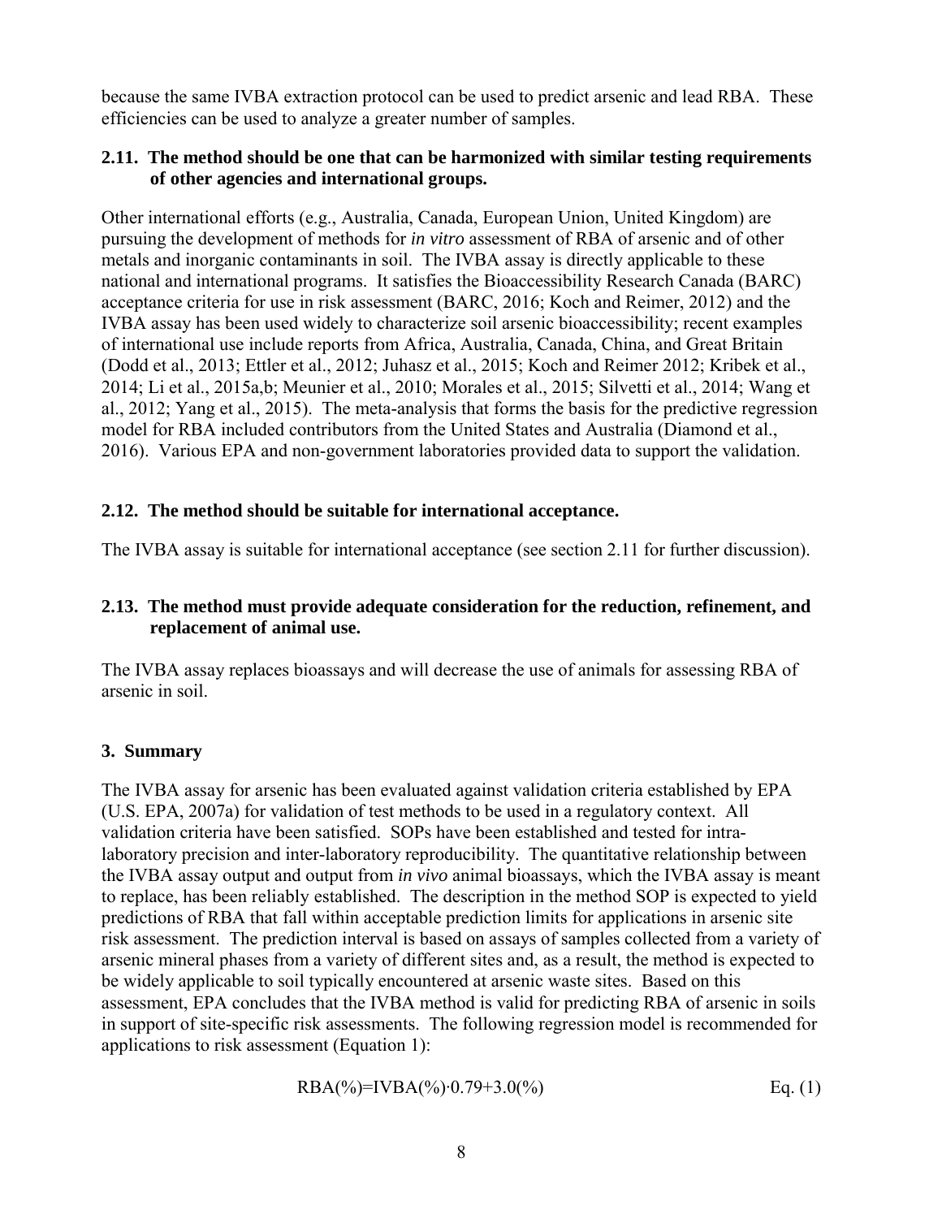because the same IVBA extraction protocol can be used to predict arsenic and lead RBA. These efficiencies can be used to analyze a greater number of samples.

### 2.11. The method should be one that can be harmonized with similar testing requirements of other agencies and international groups.

Other international efforts (e.g., Australia, Canada, European Union, United Kingdom) are pursuing the development of methods for *in vitro* assessment of RBA of arsenic and of other metals and inorganic contaminants in soil. The IVBA assay is directly applicable to these national and international programs. It satisfies the Bioaccessibility Research Canada (BARC) acceptance criteria for use in risk assessment (BARC, 2016; Koch and Reimer, 2012) and the IVBA assay has been used widely to characterize soil arsenic bioaccessibility; recent examples of international use include reports from Africa, Australia, Canada, China, and Great Britain (Dodd et al., 2013; Ettler et al., 2012; Juhasz et al., 2015; Koch and Reimer 2012; Kribek et al., 2014; Li et al., 2015a,b; Meunier et al., 2010; Morales et al., 2015; Silvetti et al., 2014; Wang et al., 2012; Yang et al., 2015). The meta-analysis that forms the basis for the predictive regression model for RBA included contributors from the United States and Australia (Diamond et al., 2016). Various EPA and non-government laboratories provided data to support the validation.

### 2.12. The method should be suitable for international acceptance.

The IVBA assay is suitable for international acceptance (see section 2.11 for further discussion).

### 2.13. The method must provide adequate consideration for the reduction, refinement, and replacement of animal use.

The IVBA assay replaces bioassays and will decrease the use of animals for assessing RBA of arsenic in soil.

## 3. Summary

The IVBA assay for arsenic has been evaluated against validation criteria established by EPA (U.S. EPA, 2007a) for validation of test methods to be used in a regulatory context. All validation criteria have been satisfied. SOPs have been established and tested for intra-laboratory precision and inter-laboratory reproducibility. The quantitative relationship between the IVBA assay output and output from *in vivo* animal bioassays, which the IVBA assay is meant to replace, has been reliably established. The description in the method SOP is expected to yield predictions of RBA that fall within acceptable prediction limits for applications in arsenic site risk assessment. The prediction interval is based on assays of samples collected from a variety of arsenic mineral phases from a variety of different sites and, as a result, the method is expected to be widely applicable to soil typically encountered at arsenic waste sites. Based on this assessment, EPA concludes that the IVBA method is valid for predicting RBA of arsenic in soils in support of site-specific risk assessments. The following regression model is recommended for applications to risk assessment (Equation 1):

$$RBA(\%) = IVBA(\%) \cdot 0.79 + 3.0(\%) \qquad \text{Eq. (1)}$$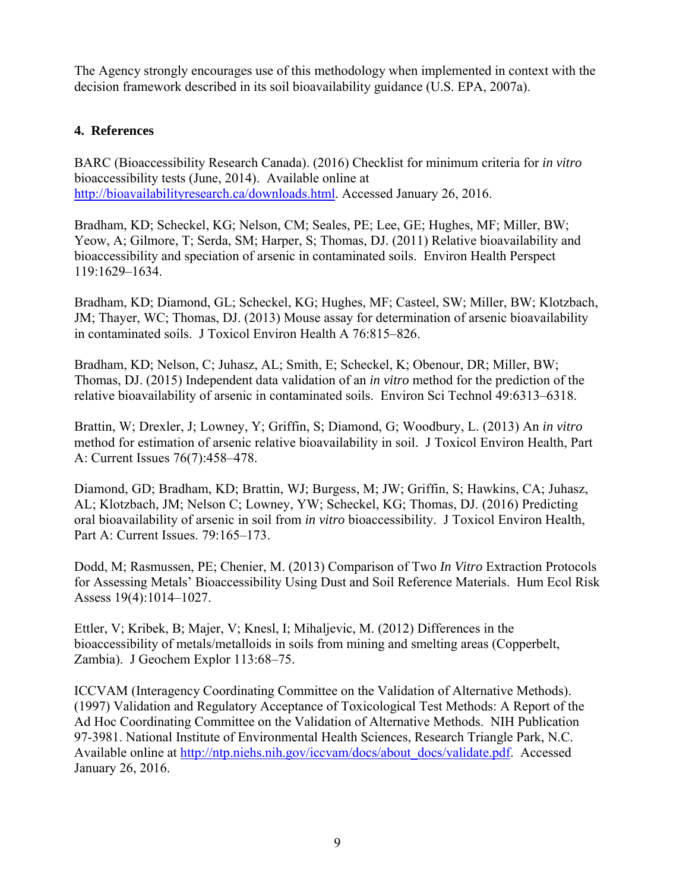The Agency strongly encourages use of this methodology when implemented in context with the decision framework described in its soil bioavailability guidance (U.S. EPA, 2007a).

## 4. References

BARC (Bioaccessibility Research Canada). (2016) Checklist for minimum criteria for *in vitro* bioaccessibility tests (June, 2014). Available online at http://bioavailabilityresearch.ca/downloads.html. Accessed January 26, 2016.

Bradham, KD; Scheckel, KG; Nelson, CM; Seales, PE; Lee, GE; Hughes, MF; Miller, BW; Yeow, A; Gilmore, T; Serda, SM; Harper, S; Thomas, DJ. (2011) Relative bioavailability and bioaccessibility and speciation of arsenic in contaminated soils. Environ Health Perspect 119:1629–1634.

Bradham, KD; Diamond, GL; Scheckel, KG; Hughes, MF; Casteel, SW; Miller, BW; Klotzbach, JM; Thayer, WC; Thomas, DJ. (2013) Mouse assay for determination of arsenic bioavailability in contaminated soils. J Toxicol Environ Health A 76:815–826.

Bradham, KD; Nelson, C; Juhasz, AL; Smith, E; Scheckel, K; Obenour, DR; Miller, BW; Thomas, DJ. (2015) Independent data validation of an *in vitro* method for the prediction of the relative bioavailability of arsenic in contaminated soils. Environ Sci Technol 49:6313–6318.

Brattin, W; Drexler, J; Lowney, Y; Griffin, S; Diamond, G; Woodbury, L. (2013) An *in vitro* method for estimation of arsenic relative bioavailability in soil. J Toxicol Environ Health, Part A: Current Issues 76(7):458–478.

Diamond, GD; Bradham, KD; Brattin, WJ; Burgess, M; JW; Griffin, S; Hawkins, CA; Juhasz, AL; Klotzbach, JM; Nelson C; Lowney, YW; Scheckel, KG; Thomas, DJ. (2016) Predicting oral bioavailability of arsenic in soil from *in vitro* bioaccessibility. J Toxicol Environ Health, Part A: Current Issues. 79:165–173.

Dodd, M; Rasmussen, PE; Chenier, M. (2013) Comparison of Two *In Vitro* Extraction Protocols for Assessing Metals' Bioaccessibility Using Dust and Soil Reference Materials. Hum Ecol Risk Assess 19(4):1014–1027.

Ettler, V; Kribek, B; Majer, V; Knesl, I; Mihaljevic, M. (2012) Differences in the bioaccessibility of metals/metalloids in soils from mining and smelting areas (Copperbelt, Zambia). J Geochem Explor 113:68–75.

ICCVAM (Interagency Coordinating Committee on the Validation of Alternative Methods). (1997) Validation and Regulatory Acceptance of Toxicological Test Methods: A Report of the Ad Hoc Coordinating Committee on the Validation of Alternative Methods. NIH Publication 97-3981. National Institute of Environmental Health Sciences, Research Triangle Park, N.C. Available online at http://ntp.niehs.nih.gov/iccvam/docs/about_docs/validate.pdf. Accessed January 26, 2016.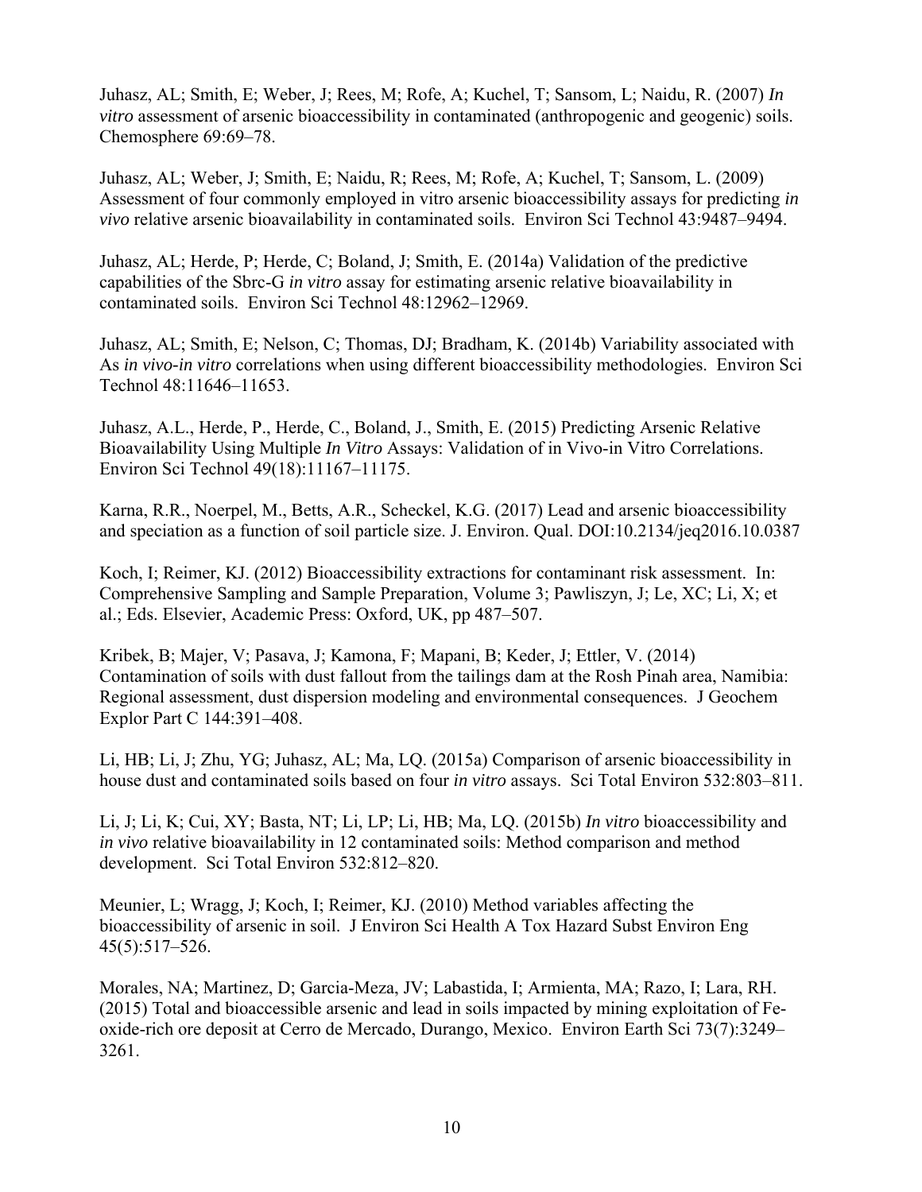Juhasz, AL; Smith, E; Weber, J; Rees, M; Rofe, A; Kuchel, T; Sansom, L; Naidu, R. (2007) *In vitro* assessment of arsenic bioaccessibility in contaminated (anthropogenic and geogenic) soils. Chemosphere 69:69–78.

Juhasz, AL; Weber, J; Smith, E; Naidu, R; Rees, M; Rofe, A; Kuchel, T; Sansom, L. (2009) Assessment of four commonly employed in vitro arsenic bioaccessibility assays for predicting *in vivo* relative arsenic bioavailability in contaminated soils. Environ Sci Technol 43:9487–9494.

Juhasz, AL; Herde, P; Herde, C; Boland, J; Smith, E. (2014a) Validation of the predictive capabilities of the Sbrc-G *in vitro* assay for estimating arsenic relative bioavailability in contaminated soils. Environ Sci Technol 48:12962–12969.

Juhasz, AL; Smith, E; Nelson, C; Thomas, DJ; Bradham, K. (2014b) Variability associated with As *in vivo-in vitro* correlations when using different bioaccessibility methodologies. Environ Sci Technol 48:11646–11653.

Juhasz, A.L., Herde, P., Herde, C., Boland, J., Smith, E. (2015) Predicting Arsenic Relative Bioavailability Using Multiple *In Vitro* Assays: Validation of in Vivo-in Vitro Correlations. Environ Sci Technol 49(18):11167–11175.

Karna, R.R., Noerpel, M., Betts, A.R., Scheckel, K.G. (2017) Lead and arsenic bioaccessibility and speciation as a function of soil particle size. J. Environ. Qual. DOI:10.2134/jeq2016.10.0387

Koch, I; Reimer, KJ. (2012) Bioaccessibility extractions for contaminant risk assessment. In: Comprehensive Sampling and Sample Preparation, Volume 3; Pawliszyn, J; Le, XC; Li, X; et al.; Eds. Elsevier, Academic Press: Oxford, UK, pp 487–507.

Kribek, B; Majer, V; Pasava, J; Kamona, F; Mapani, B; Keder, J; Ettler, V. (2014) Contamination of soils with dust fallout from the tailings dam at the Rosh Pinah area, Namibia: Regional assessment, dust dispersion modeling and environmental consequences. J Geochem Explor Part C 144:391–408.

Li, HB; Li, J; Zhu, YG; Juhasz, AL; Ma, LQ. (2015a) Comparison of arsenic bioaccessibility in house dust and contaminated soils based on four *in vitro* assays. Sci Total Environ 532:803–811.

Li, J; Li, K; Cui, XY; Basta, NT; Li, LP; Li, HB; Ma, LQ. (2015b) *In vitro* bioaccessibility and *in vivo* relative bioavailability in 12 contaminated soils: Method comparison and method development. Sci Total Environ 532:812–820.

Meunier, L; Wragg, J; Koch, I; Reimer, KJ. (2010) Method variables affecting the bioaccessibility of arsenic in soil. J Environ Sci Health A Tox Hazard Subst Environ Eng 45(5):517–526.

Morales, NA; Martinez, D; Garcia-Meza, JV; Labastida, I; Armienta, MA; Razo, I; Lara, RH. (2015) Total and bioaccessible arsenic and lead in soils impacted by mining exploitation of Fe-oxide-rich ore deposit at Cerro de Mercado, Durango, Mexico. Environ Earth Sci 73(7):3249–3261.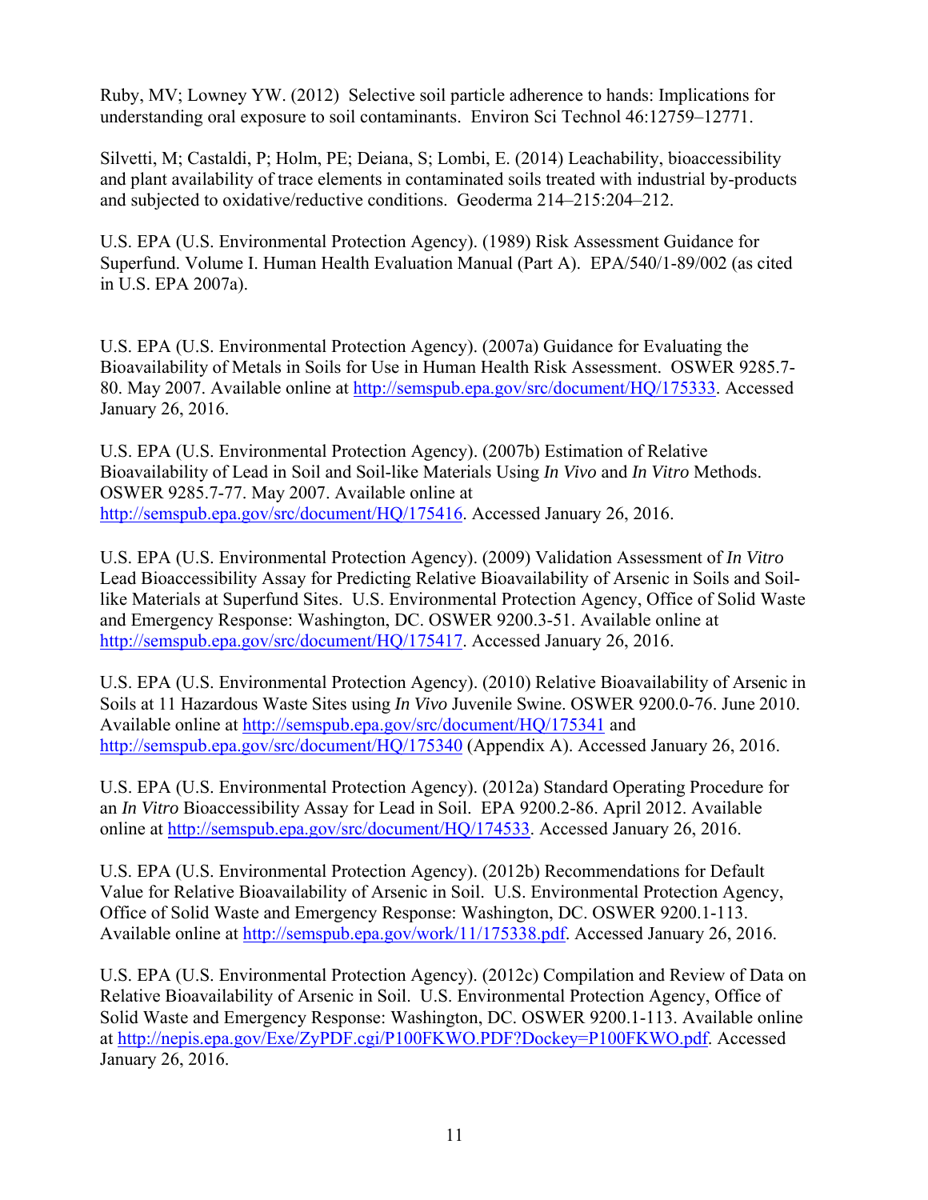Ruby, MV; Lowney YW. (2012) Selective soil particle adherence to hands: Implications for understanding oral exposure to soil contaminants. Environ Sci Technol 46:12759–12771.

Silvetti, M; Castaldi, P; Holm, PE; Deiana, S; Lombi, E. (2014) Leachability, bioaccessibility and plant availability of trace elements in contaminated soils treated with industrial by-products and subjected to oxidative/reductive conditions. Geoderma 214–215:204–212.

U.S. EPA (U.S. Environmental Protection Agency). (1989) Risk Assessment Guidance for Superfund. Volume I. Human Health Evaluation Manual (Part A). EPA/540/1-89/002 (as cited in U.S. EPA 2007a).

U.S. EPA (U.S. Environmental Protection Agency). (2007a) Guidance for Evaluating the Bioavailability of Metals in Soils for Use in Human Health Risk Assessment. OSWER 9285.7-80. May 2007. Available online at http://semspub.epa.gov/src/document/HQ/175333. Accessed January 26, 2016.

U.S. EPA (U.S. Environmental Protection Agency). (2007b) Estimation of Relative Bioavailability of Lead in Soil and Soil-like Materials Using *In Vivo* and *In Vitro* Methods. OSWER 9285.7-77. May 2007. Available online at http://semspub.epa.gov/src/document/HQ/175416. Accessed January 26, 2016.

U.S. EPA (U.S. Environmental Protection Agency). (2009) Validation Assessment of *In Vitro* Lead Bioaccessibility Assay for Predicting Relative Bioavailability of Arsenic in Soils and Soil-like Materials at Superfund Sites. U.S. Environmental Protection Agency, Office of Solid Waste and Emergency Response: Washington, DC. OSWER 9200.3-51. Available online at http://semspub.epa.gov/src/document/HQ/175417. Accessed January 26, 2016.

U.S. EPA (U.S. Environmental Protection Agency). (2010) Relative Bioavailability of Arsenic in Soils at 11 Hazardous Waste Sites using *In Vivo* Juvenile Swine. OSWER 9200.0-76. June 2010. Available online at http://semspub.epa.gov/src/document/HQ/175341 and http://semspub.epa.gov/src/document/HQ/175340 (Appendix A). Accessed January 26, 2016.

U.S. EPA (U.S. Environmental Protection Agency). (2012a) Standard Operating Procedure for an *In Vitro* Bioaccessibility Assay for Lead in Soil. EPA 9200.2-86. April 2012. Available online at http://semspub.epa.gov/src/document/HQ/174533. Accessed January 26, 2016.

U.S. EPA (U.S. Environmental Protection Agency). (2012b) Recommendations for Default Value for Relative Bioavailability of Arsenic in Soil. U.S. Environmental Protection Agency, Office of Solid Waste and Emergency Response: Washington, DC. OSWER 9200.1-113. Available online at http://semspub.epa.gov/work/11/175338.pdf. Accessed January 26, 2016.

U.S. EPA (U.S. Environmental Protection Agency). (2012c) Compilation and Review of Data on Relative Bioavailability of Arsenic in Soil. U.S. Environmental Protection Agency, Office of Solid Waste and Emergency Response: Washington, DC. OSWER 9200.1-113. Available online at http://nepis.epa.gov/Exe/ZyPDF.cgi/P100FKWO.PDF?Dockey=P100FKWO.pdf. Accessed January 26, 2016.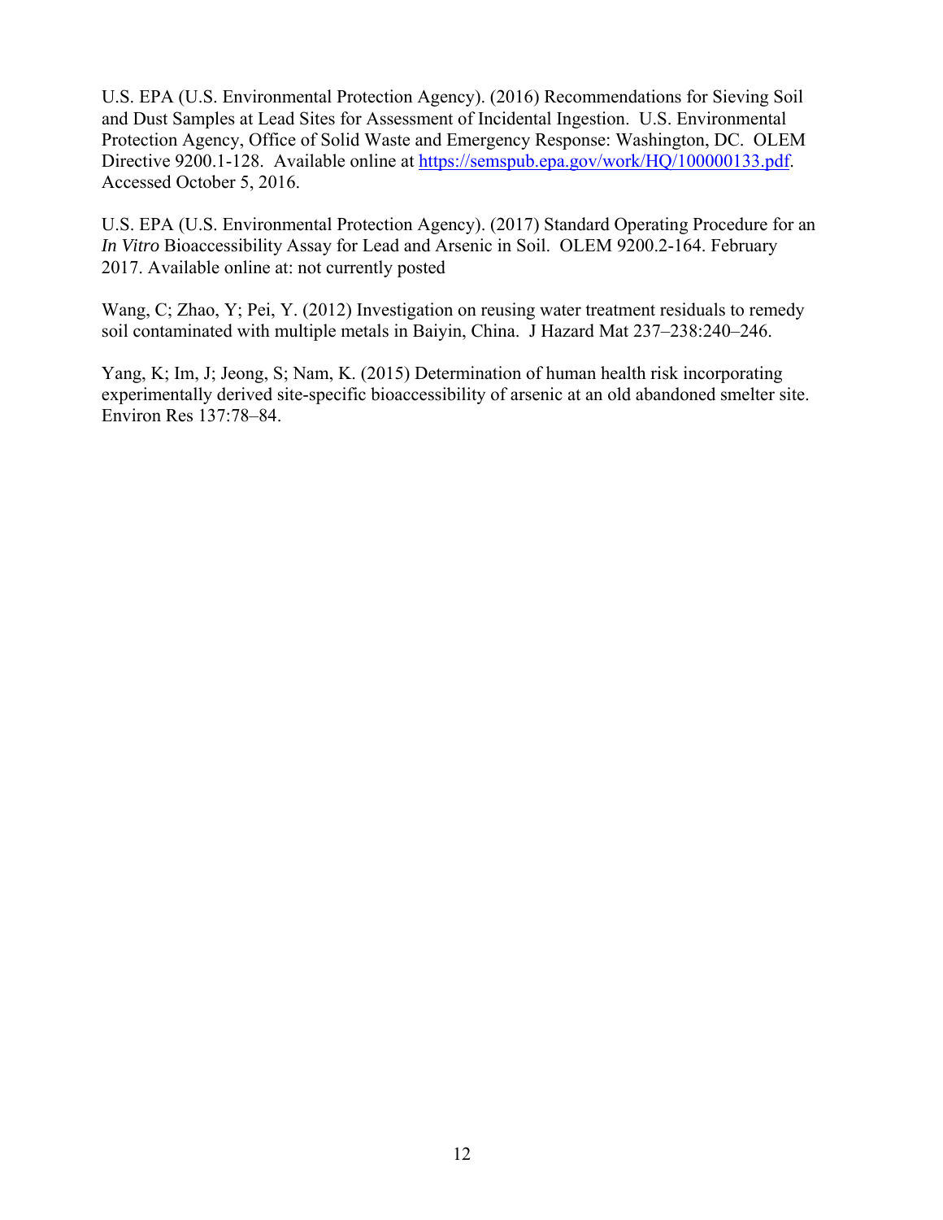U.S. EPA (U.S. Environmental Protection Agency). (2016) Recommendations for Sieving Soil and Dust Samples at Lead Sites for Assessment of Incidental Ingestion. U.S. Environmental Protection Agency, Office of Solid Waste and Emergency Response: Washington, DC. OLEM Directive 9200.1-128. Available online at https://semspub.epa.gov/work/HQ/100000133.pdf. Accessed October 5, 2016.

U.S. EPA (U.S. Environmental Protection Agency). (2017) Standard Operating Procedure for an *In Vitro* Bioaccessibility Assay for Lead and Arsenic in Soil. OLEM 9200.2-164. February 2017. Available online at: not currently posted

Wang, C; Zhao, Y; Pei, Y. (2012) Investigation on reusing water treatment residuals to remedy soil contaminated with multiple metals in Baiyin, China. J Hazard Mat 237–238:240–246.

Yang, K; Im, J; Jeong, S; Nam, K. (2015) Determination of human health risk incorporating experimentally derived site-specific bioaccessibility of arsenic at an old abandoned smelter site. Environ Res 137:78–84.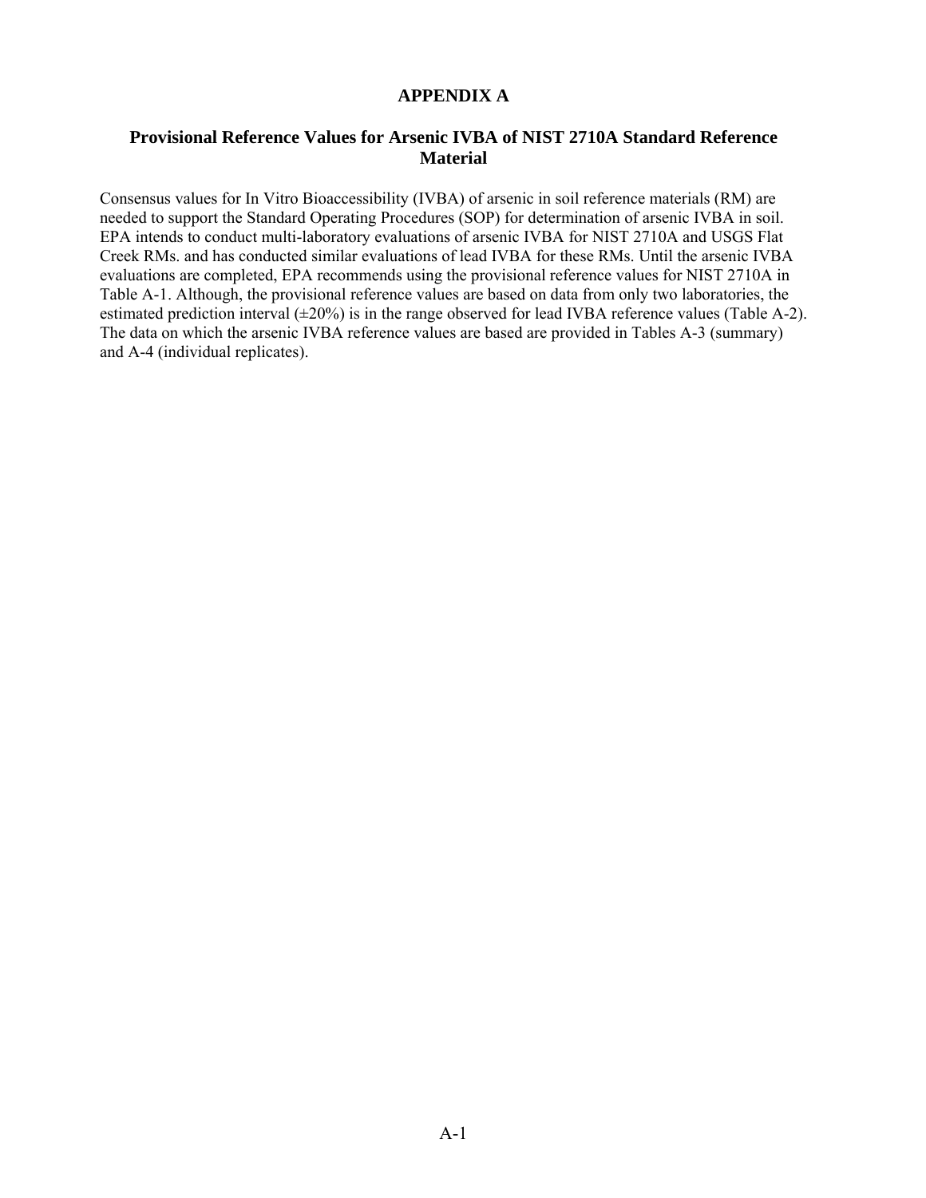# APPENDIX A

## Provisional Reference Values for Arsenic IVBA of NIST 2710A Standard Reference Material

Consensus values for In Vitro Bioaccessibility (IVBA) of arsenic in soil reference materials (RM) are needed to support the Standard Operating Procedures (SOP) for determination of arsenic IVBA in soil. EPA intends to conduct multi-laboratory evaluations of arsenic IVBA for NIST 2710A and USGS Flat Creek RMs. and has conducted similar evaluations of lead IVBA for these RMs. Until the arsenic IVBA evaluations are completed, EPA recommends using the provisional reference values for NIST 2710A in Table A-1. Although, the provisional reference values are based on data from only two laboratories, the estimated prediction interval (±20%) is in the range observed for lead IVBA reference values (Table A-2). The data on which the arsenic IVBA reference values are based are provided in Tables A-3 (summary) and A-4 (individual replicates).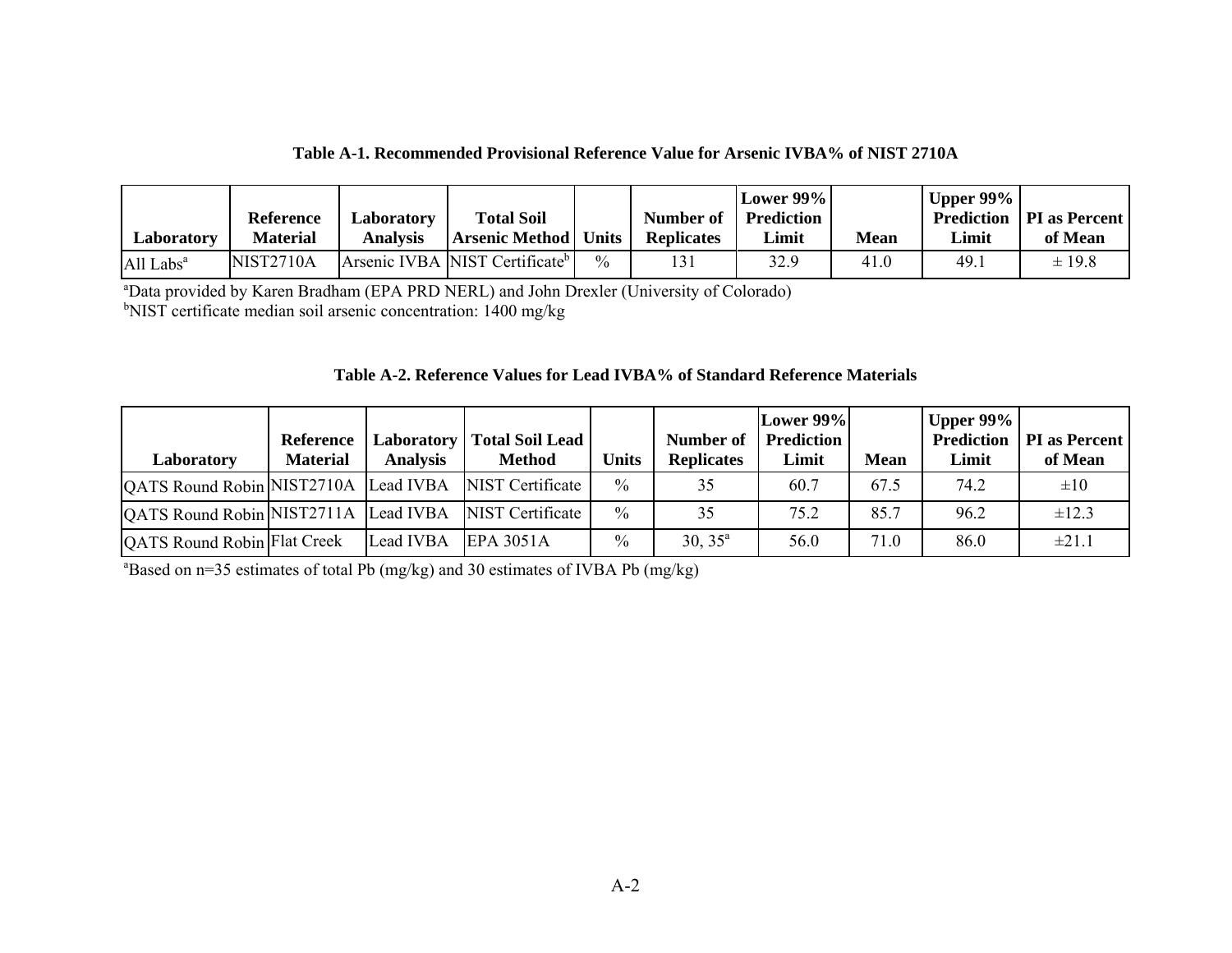**Table A-1. Recommended Provisional Reference Value for Arsenic IVBA% of NIST 2710A**

| Laboratory | Reference Material | Laboratory Analysis | Total Soil Arsenic Method | Units | Number of Replicates | Lower 99% Prediction Limit | Mean | Upper 99% Prediction Limit | PI as Percent of Mean |
|---|---|---|---|---|---|---|---|---|---|
| All Labs[a] | NIST2710A | Arsenic IVBA | NIST Certificate[b] | % | 131 | 32.9 | 41.0 | 49.1 | ± 19.8 |

[a]Data provided by Karen Bradham (EPA PRD NERL) and John Drexler (University of Colorado)
[b]NIST certificate median soil arsenic concentration: 1400 mg/kg

**Table A-2. Reference Values for Lead IVBA% of Standard Reference Materials**

| Laboratory | Reference Material | Laboratory Analysis | Total Soil Lead Method | Units | Number of Replicates | Lower 99% Prediction Limit | Mean | Upper 99% Prediction Limit | PI as Percent of Mean |
|---|---|---|---|---|---|---|---|---|---|
| QATS Round Robin | NIST2710A | Lead IVBA | NIST Certificate | % | 35 | 60.7 | 67.5 | 74.2 | ±10 |
| QATS Round Robin | NIST2711A | Lead IVBA | NIST Certificate | % | 35 | 75.2 | 85.7 | 96.2 | ±12.3 |
| QATS Round Robin | Flat Creek | Lead IVBA | EPA 3051A | % | 30, 35[a] | 56.0 | 71.0 | 86.0 | ±21.1 |

[a]Based on n=35 estimates of total Pb (mg/kg) and 30 estimates of IVBA Pb (mg/kg)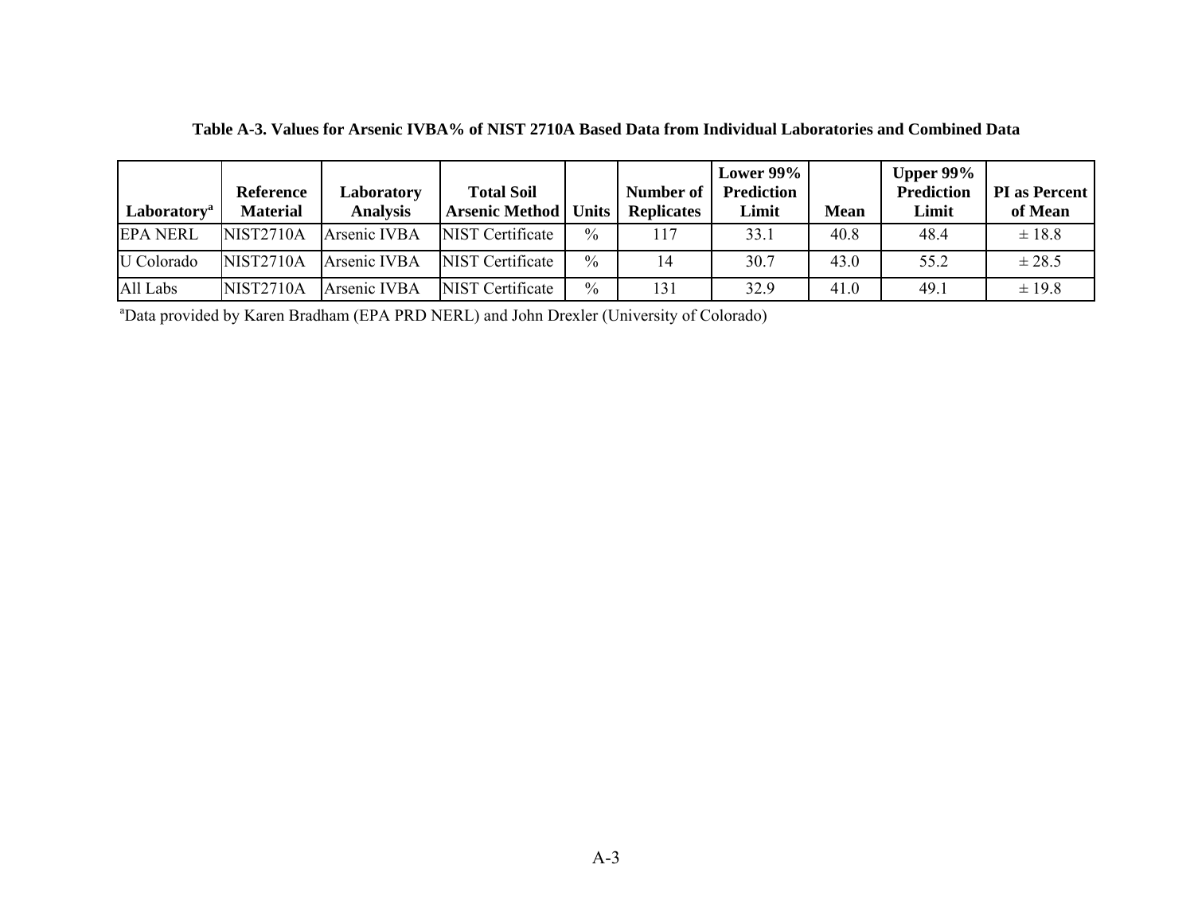**Table A-3. Values for Arsenic IVBA% of NIST 2710A Based Data from Individual Laboratories and Combined Data**

| Laboratory[a] | Reference Material | Laboratory Analysis | Total Soil Arsenic Method | Units | Number of Replicates | Lower 99% Prediction Limit | Mean | Upper 99% Prediction Limit | PI as Percent of Mean |
|---|---|---|---|---|---|---|---|---|---|
| EPA NERL | NIST2710A | Arsenic IVBA | NIST Certificate | % | 117 | 33.1 | 40.8 | 48.4 | ± 18.8 |
| U Colorado | NIST2710A | Arsenic IVBA | NIST Certificate | % | 14 | 30.7 | 43.0 | 55.2 | ± 28.5 |
| All Labs | NIST2710A | Arsenic IVBA | NIST Certificate | % | 131 | 32.9 | 41.0 | 49.1 | ± 19.8 |

[a]Data provided by Karen Bradham (EPA PRD NERL) and John Drexler (University of Colorado)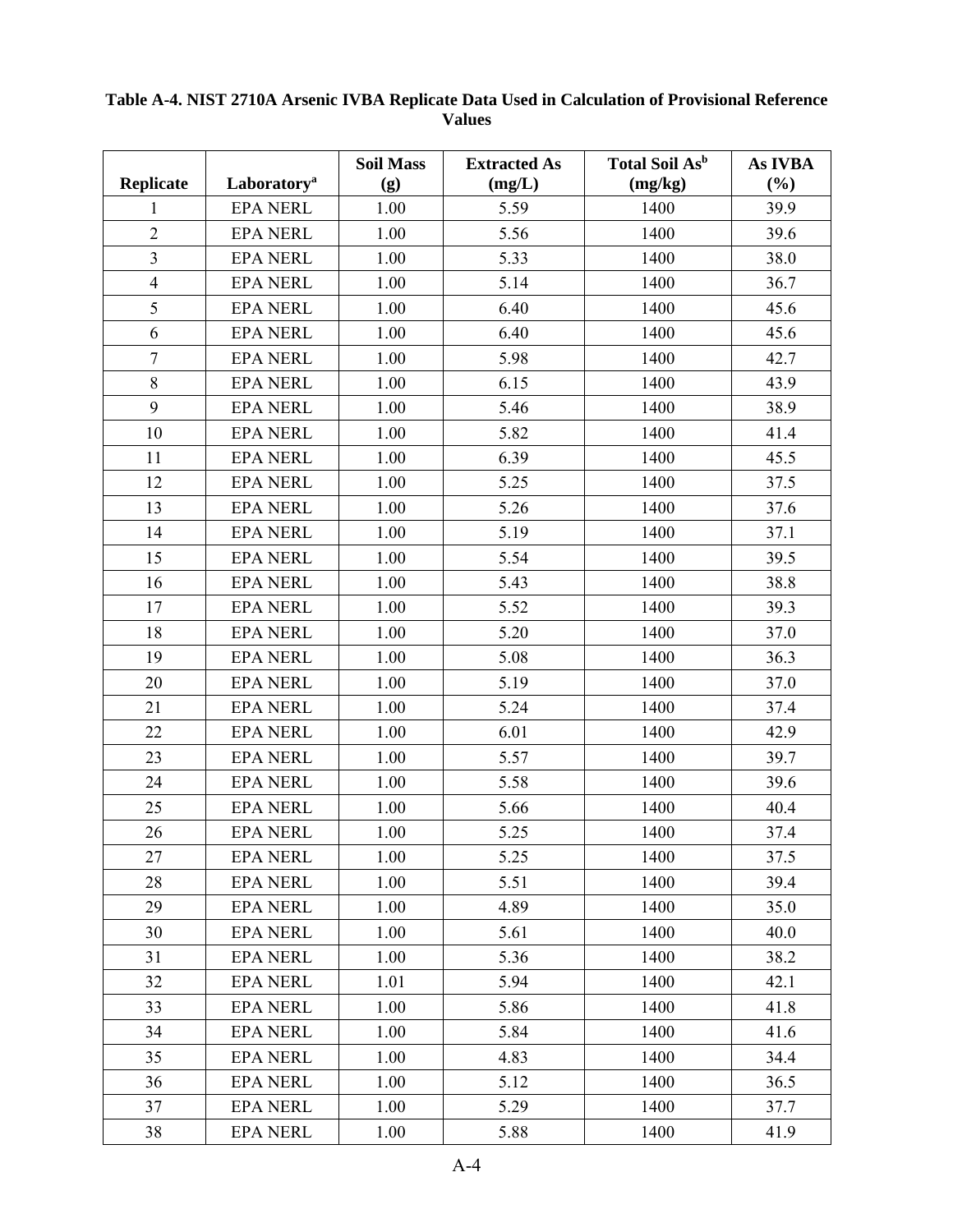**Table A-4. NIST 2710A Arsenic IVBA Replicate Data Used in Calculation of Provisional Reference Values**

| Replicate | Laboratory[a] | Soil Mass (g) | Extracted As (mg/L) | Total Soil As[b] (mg/kg) | As IVBA (%) |
|---|---|---|---|---|---|
| 1 | EPA NERL | 1.00 | 5.59 | 1400 | 39.9 |
| 2 | EPA NERL | 1.00 | 5.56 | 1400 | 39.6 |
| 3 | EPA NERL | 1.00 | 5.33 | 1400 | 38.0 |
| 4 | EPA NERL | 1.00 | 5.14 | 1400 | 36.7 |
| 5 | EPA NERL | 1.00 | 6.40 | 1400 | 45.6 |
| 6 | EPA NERL | 1.00 | 6.40 | 1400 | 45.6 |
| 7 | EPA NERL | 1.00 | 5.98 | 1400 | 42.7 |
| 8 | EPA NERL | 1.00 | 6.15 | 1400 | 43.9 |
| 9 | EPA NERL | 1.00 | 5.46 | 1400 | 38.9 |
| 10 | EPA NERL | 1.00 | 5.82 | 1400 | 41.4 |
| 11 | EPA NERL | 1.00 | 6.39 | 1400 | 45.5 |
| 12 | EPA NERL | 1.00 | 5.25 | 1400 | 37.5 |
| 13 | EPA NERL | 1.00 | 5.26 | 1400 | 37.6 |
| 14 | EPA NERL | 1.00 | 5.19 | 1400 | 37.1 |
| 15 | EPA NERL | 1.00 | 5.54 | 1400 | 39.5 |
| 16 | EPA NERL | 1.00 | 5.43 | 1400 | 38.8 |
| 17 | EPA NERL | 1.00 | 5.52 | 1400 | 39.3 |
| 18 | EPA NERL | 1.00 | 5.20 | 1400 | 37.0 |
| 19 | EPA NERL | 1.00 | 5.08 | 1400 | 36.3 |
| 20 | EPA NERL | 1.00 | 5.19 | 1400 | 37.0 |
| 21 | EPA NERL | 1.00 | 5.24 | 1400 | 37.4 |
| 22 | EPA NERL | 1.00 | 6.01 | 1400 | 42.9 |
| 23 | EPA NERL | 1.00 | 5.57 | 1400 | 39.7 |
| 24 | EPA NERL | 1.00 | 5.58 | 1400 | 39.6 |
| 25 | EPA NERL | 1.00 | 5.66 | 1400 | 40.4 |
| 26 | EPA NERL | 1.00 | 5.25 | 1400 | 37.4 |
| 27 | EPA NERL | 1.00 | 5.25 | 1400 | 37.5 |
| 28 | EPA NERL | 1.00 | 5.51 | 1400 | 39.4 |
| 29 | EPA NERL | 1.00 | 4.89 | 1400 | 35.0 |
| 30 | EPA NERL | 1.00 | 5.61 | 1400 | 40.0 |
| 31 | EPA NERL | 1.00 | 5.36 | 1400 | 38.2 |
| 32 | EPA NERL | 1.01 | 5.94 | 1400 | 42.1 |
| 33 | EPA NERL | 1.00 | 5.86 | 1400 | 41.8 |
| 34 | EPA NERL | 1.00 | 5.84 | 1400 | 41.6 |
| 35 | EPA NERL | 1.00 | 4.83 | 1400 | 34.4 |
| 36 | EPA NERL | 1.00 | 5.12 | 1400 | 36.5 |
| 37 | EPA NERL | 1.00 | 5.29 | 1400 | 37.7 |
| 38 | EPA NERL | 1.00 | 5.88 | 1400 | 41.9 |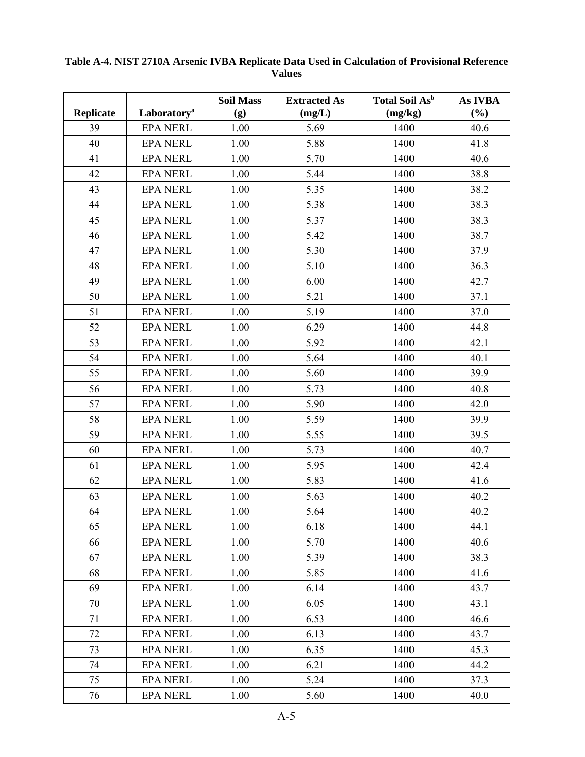**Table A-4. NIST 2710A Arsenic IVBA Replicate Data Used in Calculation of Provisional Reference Values**

| Replicate | Laboratory[a] | Soil Mass (g) | Extracted As (mg/L) | Total Soil As[b] (mg/kg) | As IVBA (%) |
|---|---|---|---|---|---|
| 39 | EPA NERL | 1.00 | 5.69 | 1400 | 40.6 |
| 40 | EPA NERL | 1.00 | 5.88 | 1400 | 41.8 |
| 41 | EPA NERL | 1.00 | 5.70 | 1400 | 40.6 |
| 42 | EPA NERL | 1.00 | 5.44 | 1400 | 38.8 |
| 43 | EPA NERL | 1.00 | 5.35 | 1400 | 38.2 |
| 44 | EPA NERL | 1.00 | 5.38 | 1400 | 38.3 |
| 45 | EPA NERL | 1.00 | 5.37 | 1400 | 38.3 |
| 46 | EPA NERL | 1.00 | 5.42 | 1400 | 38.7 |
| 47 | EPA NERL | 1.00 | 5.30 | 1400 | 37.9 |
| 48 | EPA NERL | 1.00 | 5.10 | 1400 | 36.3 |
| 49 | EPA NERL | 1.00 | 6.00 | 1400 | 42.7 |
| 50 | EPA NERL | 1.00 | 5.21 | 1400 | 37.1 |
| 51 | EPA NERL | 1.00 | 5.19 | 1400 | 37.0 |
| 52 | EPA NERL | 1.00 | 6.29 | 1400 | 44.8 |
| 53 | EPA NERL | 1.00 | 5.92 | 1400 | 42.1 |
| 54 | EPA NERL | 1.00 | 5.64 | 1400 | 40.1 |
| 55 | EPA NERL | 1.00 | 5.60 | 1400 | 39.9 |
| 56 | EPA NERL | 1.00 | 5.73 | 1400 | 40.8 |
| 57 | EPA NERL | 1.00 | 5.90 | 1400 | 42.0 |
| 58 | EPA NERL | 1.00 | 5.59 | 1400 | 39.9 |
| 59 | EPA NERL | 1.00 | 5.55 | 1400 | 39.5 |
| 60 | EPA NERL | 1.00 | 5.73 | 1400 | 40.7 |
| 61 | EPA NERL | 1.00 | 5.95 | 1400 | 42.4 |
| 62 | EPA NERL | 1.00 | 5.83 | 1400 | 41.6 |
| 63 | EPA NERL | 1.00 | 5.63 | 1400 | 40.2 |
| 64 | EPA NERL | 1.00 | 5.64 | 1400 | 40.2 |
| 65 | EPA NERL | 1.00 | 6.18 | 1400 | 44.1 |
| 66 | EPA NERL | 1.00 | 5.70 | 1400 | 40.6 |
| 67 | EPA NERL | 1.00 | 5.39 | 1400 | 38.3 |
| 68 | EPA NERL | 1.00 | 5.85 | 1400 | 41.6 |
| 69 | EPA NERL | 1.00 | 6.14 | 1400 | 43.7 |
| 70 | EPA NERL | 1.00 | 6.05 | 1400 | 43.1 |
| 71 | EPA NERL | 1.00 | 6.53 | 1400 | 46.6 |
| 72 | EPA NERL | 1.00 | 6.13 | 1400 | 43.7 |
| 73 | EPA NERL | 1.00 | 6.35 | 1400 | 45.3 |
| 74 | EPA NERL | 1.00 | 6.21 | 1400 | 44.2 |
| 75 | EPA NERL | 1.00 | 5.24 | 1400 | 37.3 |
| 76 | EPA NERL | 1.00 | 5.60 | 1400 | 40.0 |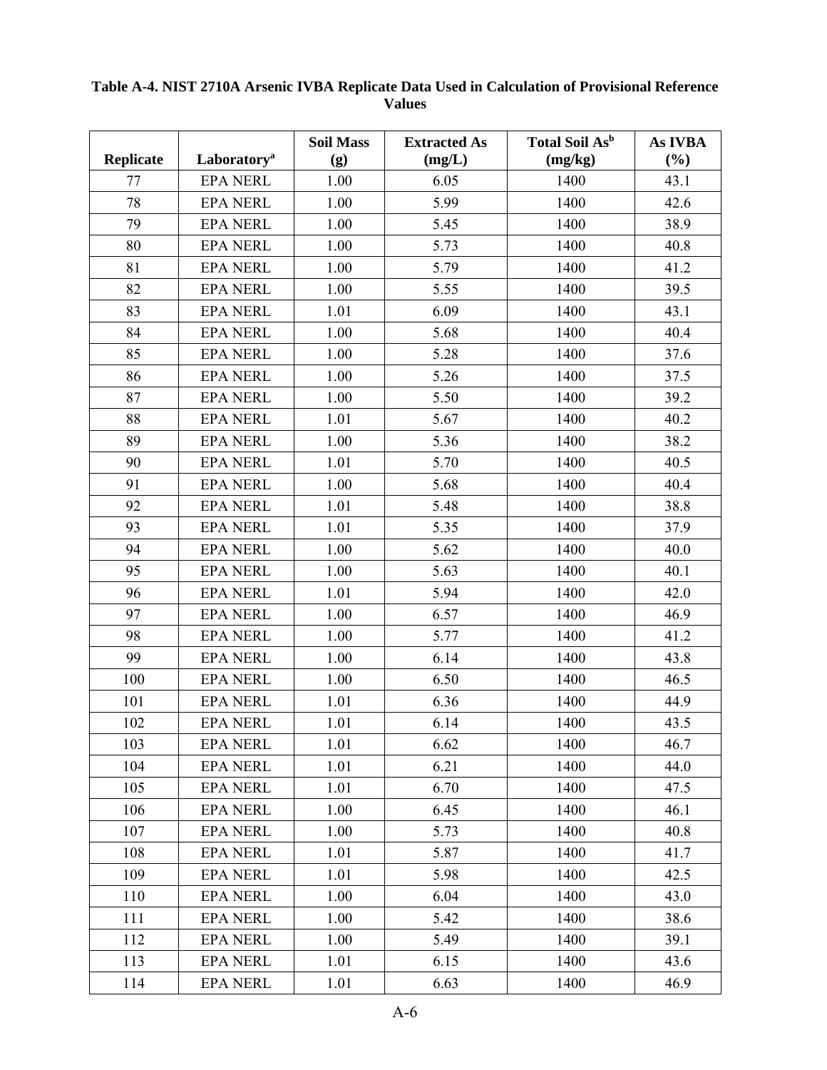**Table A-4. NIST 2710A Arsenic IVBA Replicate Data Used in Calculation of Provisional Reference Values**

| Replicate | Laboratory[a] | Soil Mass (g) | Extracted As (mg/L) | Total Soil As[b] (mg/kg) | As IVBA (%) |
|---|---|---|---|---|---|
| 77 | EPA NERL | 1.00 | 6.05 | 1400 | 43.1 |
| 78 | EPA NERL | 1.00 | 5.99 | 1400 | 42.6 |
| 79 | EPA NERL | 1.00 | 5.45 | 1400 | 38.9 |
| 80 | EPA NERL | 1.00 | 5.73 | 1400 | 40.8 |
| 81 | EPA NERL | 1.00 | 5.79 | 1400 | 41.2 |
| 82 | EPA NERL | 1.00 | 5.55 | 1400 | 39.5 |
| 83 | EPA NERL | 1.01 | 6.09 | 1400 | 43.1 |
| 84 | EPA NERL | 1.00 | 5.68 | 1400 | 40.4 |
| 85 | EPA NERL | 1.00 | 5.28 | 1400 | 37.6 |
| 86 | EPA NERL | 1.00 | 5.26 | 1400 | 37.5 |
| 87 | EPA NERL | 1.00 | 5.50 | 1400 | 39.2 |
| 88 | EPA NERL | 1.01 | 5.67 | 1400 | 40.2 |
| 89 | EPA NERL | 1.00 | 5.36 | 1400 | 38.2 |
| 90 | EPA NERL | 1.01 | 5.70 | 1400 | 40.5 |
| 91 | EPA NERL | 1.00 | 5.68 | 1400 | 40.4 |
| 92 | EPA NERL | 1.01 | 5.48 | 1400 | 38.8 |
| 93 | EPA NERL | 1.01 | 5.35 | 1400 | 37.9 |
| 94 | EPA NERL | 1.00 | 5.62 | 1400 | 40.0 |
| 95 | EPA NERL | 1.00 | 5.63 | 1400 | 40.1 |
| 96 | EPA NERL | 1.01 | 5.94 | 1400 | 42.0 |
| 97 | EPA NERL | 1.00 | 6.57 | 1400 | 46.9 |
| 98 | EPA NERL | 1.00 | 5.77 | 1400 | 41.2 |
| 99 | EPA NERL | 1.00 | 6.14 | 1400 | 43.8 |
| 100 | EPA NERL | 1.00 | 6.50 | 1400 | 46.5 |
| 101 | EPA NERL | 1.01 | 6.36 | 1400 | 44.9 |
| 102 | EPA NERL | 1.01 | 6.14 | 1400 | 43.5 |
| 103 | EPA NERL | 1.01 | 6.62 | 1400 | 46.7 |
| 104 | EPA NERL | 1.01 | 6.21 | 1400 | 44.0 |
| 105 | EPA NERL | 1.01 | 6.70 | 1400 | 47.5 |
| 106 | EPA NERL | 1.00 | 6.45 | 1400 | 46.1 |
| 107 | EPA NERL | 1.00 | 5.73 | 1400 | 40.8 |
| 108 | EPA NERL | 1.01 | 5.87 | 1400 | 41.7 |
| 109 | EPA NERL | 1.01 | 5.98 | 1400 | 42.5 |
| 110 | EPA NERL | 1.00 | 6.04 | 1400 | 43.0 |
| 111 | EPA NERL | 1.00 | 5.42 | 1400 | 38.6 |
| 112 | EPA NERL | 1.00 | 5.49 | 1400 | 39.1 |
| 113 | EPA NERL | 1.01 | 6.15 | 1400 | 43.6 |
| 114 | EPA NERL | 1.01 | 6.63 | 1400 | 46.9 |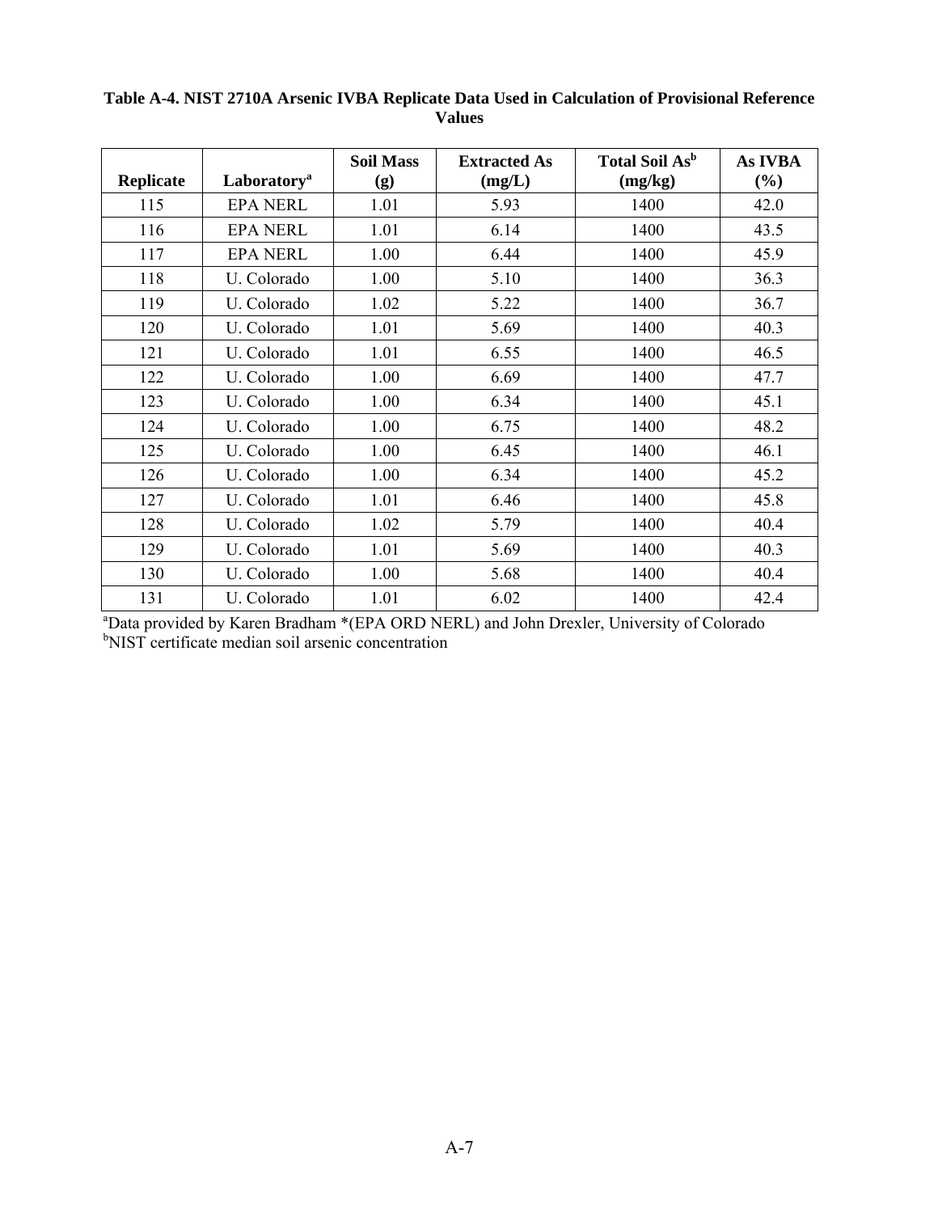**Table A-4. NIST 2710A Arsenic IVBA Replicate Data Used in Calculation of Provisional Reference Values**

| Replicate | Laboratory[a] | Soil Mass (g) | Extracted As (mg/L) | Total Soil As[b] (mg/kg) | As IVBA (%) |
|---|---|---|---|---|---|
| 115 | EPA NERL | 1.01 | 5.93 | 1400 | 42.0 |
| 116 | EPA NERL | 1.01 | 6.14 | 1400 | 43.5 |
| 117 | EPA NERL | 1.00 | 6.44 | 1400 | 45.9 |
| 118 | U. Colorado | 1.00 | 5.10 | 1400 | 36.3 |
| 119 | U. Colorado | 1.02 | 5.22 | 1400 | 36.7 |
| 120 | U. Colorado | 1.01 | 5.69 | 1400 | 40.3 |
| 121 | U. Colorado | 1.01 | 6.55 | 1400 | 46.5 |
| 122 | U. Colorado | 1.00 | 6.69 | 1400 | 47.7 |
| 123 | U. Colorado | 1.00 | 6.34 | 1400 | 45.1 |
| 124 | U. Colorado | 1.00 | 6.75 | 1400 | 48.2 |
| 125 | U. Colorado | 1.00 | 6.45 | 1400 | 46.1 |
| 126 | U. Colorado | 1.00 | 6.34 | 1400 | 45.2 |
| 127 | U. Colorado | 1.01 | 6.46 | 1400 | 45.8 |
| 128 | U. Colorado | 1.02 | 5.79 | 1400 | 40.4 |
| 129 | U. Colorado | 1.01 | 5.69 | 1400 | 40.3 |
| 130 | U. Colorado | 1.00 | 5.68 | 1400 | 40.4 |
| 131 | U. Colorado | 1.01 | 6.02 | 1400 | 42.4 |

[a]Data provided by Karen Bradham *(EPA ORD NERL) and John Drexler, University of Colorado
[b]NIST certificate median soil arsenic concentration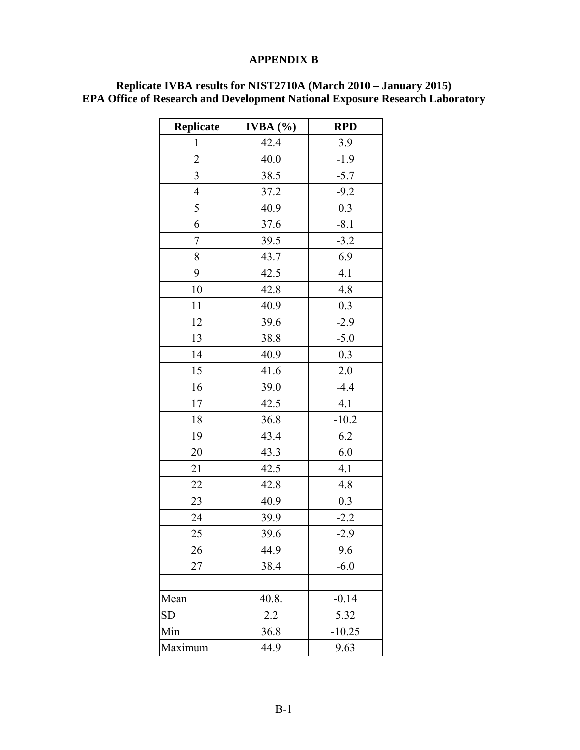# APPENDIX B

## Replicate IVBA results for NIST2710A (March 2010 – January 2015) EPA Office of Research and Development National Exposure Research Laboratory

| Replicate | IVBA (%) | RPD |
|---|---|---|
| 1 | 42.4 | 3.9 |
| 2 | 40.0 | -1.9 |
| 3 | 38.5 | -5.7 |
| 4 | 37.2 | -9.2 |
| 5 | 40.9 | 0.3 |
| 6 | 37.6 | -8.1 |
| 7 | 39.5 | -3.2 |
| 8 | 43.7 | 6.9 |
| 9 | 42.5 | 4.1 |
| 10 | 42.8 | 4.8 |
| 11 | 40.9 | 0.3 |
| 12 | 39.6 | -2.9 |
| 13 | 38.8 | -5.0 |
| 14 | 40.9 | 0.3 |
| 15 | 41.6 | 2.0 |
| 16 | 39.0 | -4.4 |
| 17 | 42.5 | 4.1 |
| 18 | 36.8 | -10.2 |
| 19 | 43.4 | 6.2 |
| 20 | 43.3 | 6.0 |
| 21 | 42.5 | 4.1 |
| 22 | 42.8 | 4.8 |
| 23 | 40.9 | 0.3 |
| 24 | 39.9 | -2.2 |
| 25 | 39.6 | -2.9 |
| 26 | 44.9 | 9.6 |
| 27 | 38.4 | -6.0 |
| | | |
| Mean | 40.8. | -0.14 |
| SD | 2.2 | 5.32 |
| Min | 36.8 | -10.25 |
| Maximum | 44.9 | 9.63 |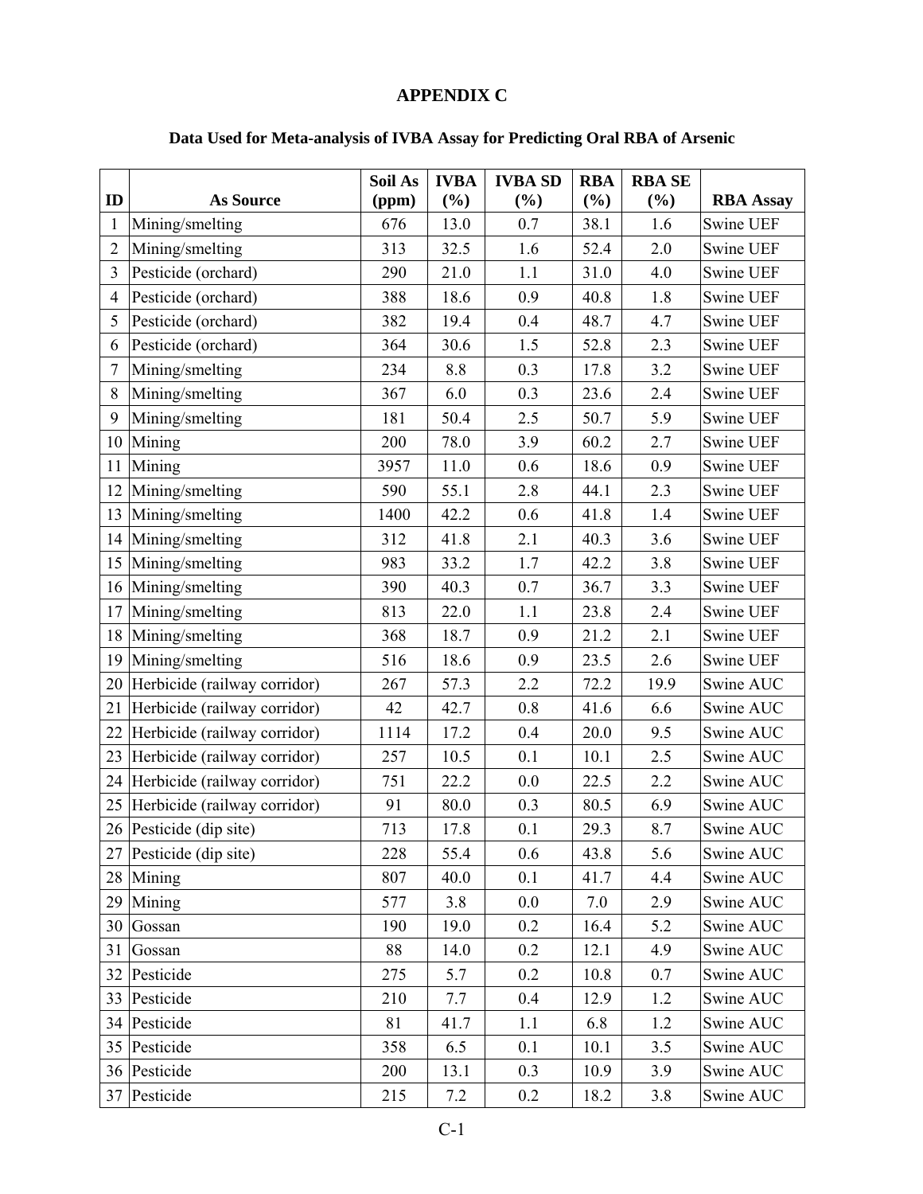## APPENDIX C

### Data Used for Meta-analysis of IVBA Assay for Predicting Oral RBA of Arsenic

| ID | As Source | Soil As (ppm) | IVBA (%) | IVBA SD (%) | RBA (%) | RBA SE (%) | RBA Assay |
|---|---|---|---|---|---|---|---|
| 1 | Mining/smelting | 676 | 13.0 | 0.7 | 38.1 | 1.6 | Swine UEF |
| 2 | Mining/smelting | 313 | 32.5 | 1.6 | 52.4 | 2.0 | Swine UEF |
| 3 | Pesticide (orchard) | 290 | 21.0 | 1.1 | 31.0 | 4.0 | Swine UEF |
| 4 | Pesticide (orchard) | 388 | 18.6 | 0.9 | 40.8 | 1.8 | Swine UEF |
| 5 | Pesticide (orchard) | 382 | 19.4 | 0.4 | 48.7 | 4.7 | Swine UEF |
| 6 | Pesticide (orchard) | 364 | 30.6 | 1.5 | 52.8 | 2.3 | Swine UEF |
| 7 | Mining/smelting | 234 | 8.8 | 0.3 | 17.8 | 3.2 | Swine UEF |
| 8 | Mining/smelting | 367 | 6.0 | 0.3 | 23.6 | 2.4 | Swine UEF |
| 9 | Mining/smelting | 181 | 50.4 | 2.5 | 50.7 | 5.9 | Swine UEF |
| 10 | Mining | 200 | 78.0 | 3.9 | 60.2 | 2.7 | Swine UEF |
| 11 | Mining | 3957 | 11.0 | 0.6 | 18.6 | 0.9 | Swine UEF |
| 12 | Mining/smelting | 590 | 55.1 | 2.8 | 44.1 | 2.3 | Swine UEF |
| 13 | Mining/smelting | 1400 | 42.2 | 0.6 | 41.8 | 1.4 | Swine UEF |
| 14 | Mining/smelting | 312 | 41.8 | 2.1 | 40.3 | 3.6 | Swine UEF |
| 15 | Mining/smelting | 983 | 33.2 | 1.7 | 42.2 | 3.8 | Swine UEF |
| 16 | Mining/smelting | 390 | 40.3 | 0.7 | 36.7 | 3.3 | Swine UEF |
| 17 | Mining/smelting | 813 | 22.0 | 1.1 | 23.8 | 2.4 | Swine UEF |
| 18 | Mining/smelting | 368 | 18.7 | 0.9 | 21.2 | 2.1 | Swine UEF |
| 19 | Mining/smelting | 516 | 18.6 | 0.9 | 23.5 | 2.6 | Swine UEF |
| 20 | Herbicide (railway corridor) | 267 | 57.3 | 2.2 | 72.2 | 19.9 | Swine AUC |
| 21 | Herbicide (railway corridor) | 42 | 42.7 | 0.8 | 41.6 | 6.6 | Swine AUC |
| 22 | Herbicide (railway corridor) | 1114 | 17.2 | 0.4 | 20.0 | 9.5 | Swine AUC |
| 23 | Herbicide (railway corridor) | 257 | 10.5 | 0.1 | 10.1 | 2.5 | Swine AUC |
| 24 | Herbicide (railway corridor) | 751 | 22.2 | 0.0 | 22.5 | 2.2 | Swine AUC |
| 25 | Herbicide (railway corridor) | 91 | 80.0 | 0.3 | 80.5 | 6.9 | Swine AUC |
| 26 | Pesticide (dip site) | 713 | 17.8 | 0.1 | 29.3 | 8.7 | Swine AUC |
| 27 | Pesticide (dip site) | 228 | 55.4 | 0.6 | 43.8 | 5.6 | Swine AUC |
| 28 | Mining | 807 | 40.0 | 0.1 | 41.7 | 4.4 | Swine AUC |
| 29 | Mining | 577 | 3.8 | 0.0 | 7.0 | 2.9 | Swine AUC |
| 30 | Gossan | 190 | 19.0 | 0.2 | 16.4 | 5.2 | Swine AUC |
| 31 | Gossan | 88 | 14.0 | 0.2 | 12.1 | 4.9 | Swine AUC |
| 32 | Pesticide | 275 | 5.7 | 0.2 | 10.8 | 0.7 | Swine AUC |
| 33 | Pesticide | 210 | 7.7 | 0.4 | 12.9 | 1.2 | Swine AUC |
| 34 | Pesticide | 81 | 41.7 | 1.1 | 6.8 | 1.2 | Swine AUC |
| 35 | Pesticide | 358 | 6.5 | 0.1 | 10.1 | 3.5 | Swine AUC |
| 36 | Pesticide | 200 | 13.1 | 0.3 | 10.9 | 3.9 | Swine AUC |
| 37 | Pesticide | 215 | 7.2 | 0.2 | 18.2 | 3.8 | Swine AUC |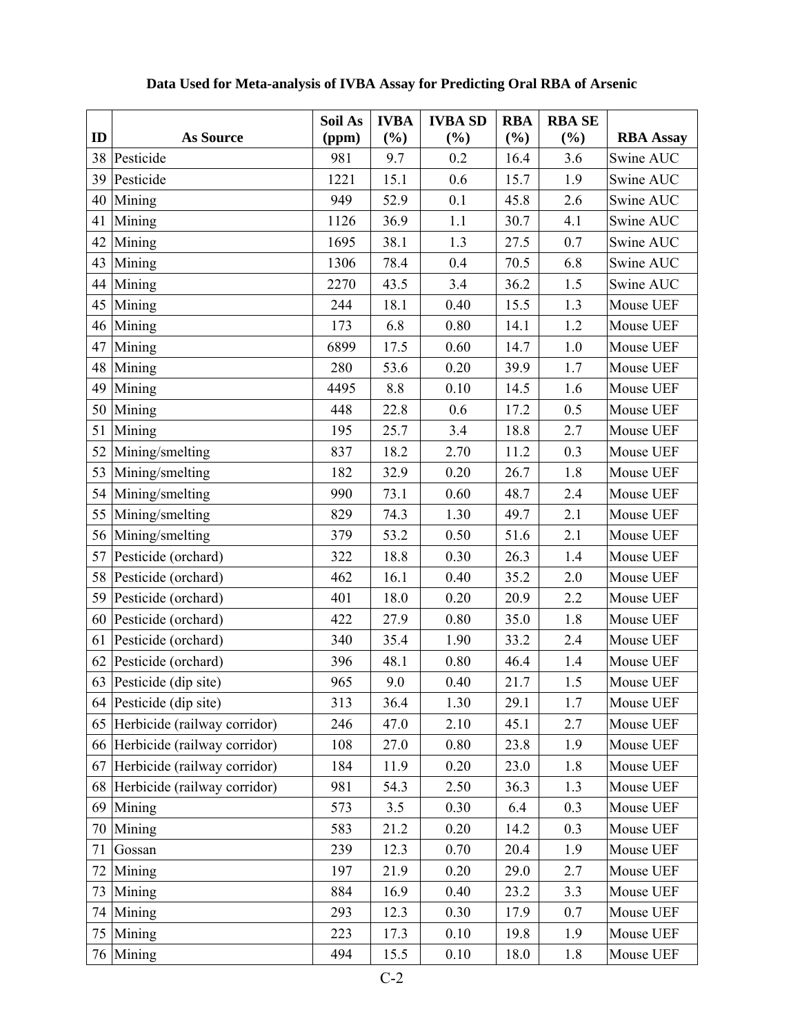**Data Used for Meta-analysis of IVBA Assay for Predicting Oral RBA of Arsenic**

| ID | As Source | Soil As (ppm) | IVBA (%) | IVBA SD (%) | RBA (%) | RBA SE (%) | RBA Assay |
|---|---|---|---|---|---|---|---|
| 38 | Pesticide | 981 | 9.7 | 0.2 | 16.4 | 3.6 | Swine AUC |
| 39 | Pesticide | 1221 | 15.1 | 0.6 | 15.7 | 1.9 | Swine AUC |
| 40 | Mining | 949 | 52.9 | 0.1 | 45.8 | 2.6 | Swine AUC |
| 41 | Mining | 1126 | 36.9 | 1.1 | 30.7 | 4.1 | Swine AUC |
| 42 | Mining | 1695 | 38.1 | 1.3 | 27.5 | 0.7 | Swine AUC |
| 43 | Mining | 1306 | 78.4 | 0.4 | 70.5 | 6.8 | Swine AUC |
| 44 | Mining | 2270 | 43.5 | 3.4 | 36.2 | 1.5 | Swine AUC |
| 45 | Mining | 244 | 18.1 | 0.40 | 15.5 | 1.3 | Mouse UEF |
| 46 | Mining | 173 | 6.8 | 0.80 | 14.1 | 1.2 | Mouse UEF |
| 47 | Mining | 6899 | 17.5 | 0.60 | 14.7 | 1.0 | Mouse UEF |
| 48 | Mining | 280 | 53.6 | 0.20 | 39.9 | 1.7 | Mouse UEF |
| 49 | Mining | 4495 | 8.8 | 0.10 | 14.5 | 1.6 | Mouse UEF |
| 50 | Mining | 448 | 22.8 | 0.6 | 17.2 | 0.5 | Mouse UEF |
| 51 | Mining | 195 | 25.7 | 3.4 | 18.8 | 2.7 | Mouse UEF |
| 52 | Mining/smelting | 837 | 18.2 | 2.70 | 11.2 | 0.3 | Mouse UEF |
| 53 | Mining/smelting | 182 | 32.9 | 0.20 | 26.7 | 1.8 | Mouse UEF |
| 54 | Mining/smelting | 990 | 73.1 | 0.60 | 48.7 | 2.4 | Mouse UEF |
| 55 | Mining/smelting | 829 | 74.3 | 1.30 | 49.7 | 2.1 | Mouse UEF |
| 56 | Mining/smelting | 379 | 53.2 | 0.50 | 51.6 | 2.1 | Mouse UEF |
| 57 | Pesticide (orchard) | 322 | 18.8 | 0.30 | 26.3 | 1.4 | Mouse UEF |
| 58 | Pesticide (orchard) | 462 | 16.1 | 0.40 | 35.2 | 2.0 | Mouse UEF |
| 59 | Pesticide (orchard) | 401 | 18.0 | 0.20 | 20.9 | 2.2 | Mouse UEF |
| 60 | Pesticide (orchard) | 422 | 27.9 | 0.80 | 35.0 | 1.8 | Mouse UEF |
| 61 | Pesticide (orchard) | 340 | 35.4 | 1.90 | 33.2 | 2.4 | Mouse UEF |
| 62 | Pesticide (orchard) | 396 | 48.1 | 0.80 | 46.4 | 1.4 | Mouse UEF |
| 63 | Pesticide (dip site) | 965 | 9.0 | 0.40 | 21.7 | 1.5 | Mouse UEF |
| 64 | Pesticide (dip site) | 313 | 36.4 | 1.30 | 29.1 | 1.7 | Mouse UEF |
| 65 | Herbicide (railway corridor) | 246 | 47.0 | 2.10 | 45.1 | 2.7 | Mouse UEF |
| 66 | Herbicide (railway corridor) | 108 | 27.0 | 0.80 | 23.8 | 1.9 | Mouse UEF |
| 67 | Herbicide (railway corridor) | 184 | 11.9 | 0.20 | 23.0 | 1.8 | Mouse UEF |
| 68 | Herbicide (railway corridor) | 981 | 54.3 | 2.50 | 36.3 | 1.3 | Mouse UEF |
| 69 | Mining | 573 | 3.5 | 0.30 | 6.4 | 0.3 | Mouse UEF |
| 70 | Mining | 583 | 21.2 | 0.20 | 14.2 | 0.3 | Mouse UEF |
| 71 | Gossan | 239 | 12.3 | 0.70 | 20.4 | 1.9 | Mouse UEF |
| 72 | Mining | 197 | 21.9 | 0.20 | 29.0 | 2.7 | Mouse UEF |
| 73 | Mining | 884 | 16.9 | 0.40 | 23.2 | 3.3 | Mouse UEF |
| 74 | Mining | 293 | 12.3 | 0.30 | 17.9 | 0.7 | Mouse UEF |
| 75 | Mining | 223 | 17.3 | 0.10 | 19.8 | 1.9 | Mouse UEF |
| 76 | Mining | 494 | 15.5 | 0.10 | 18.0 | 1.8 | Mouse UEF |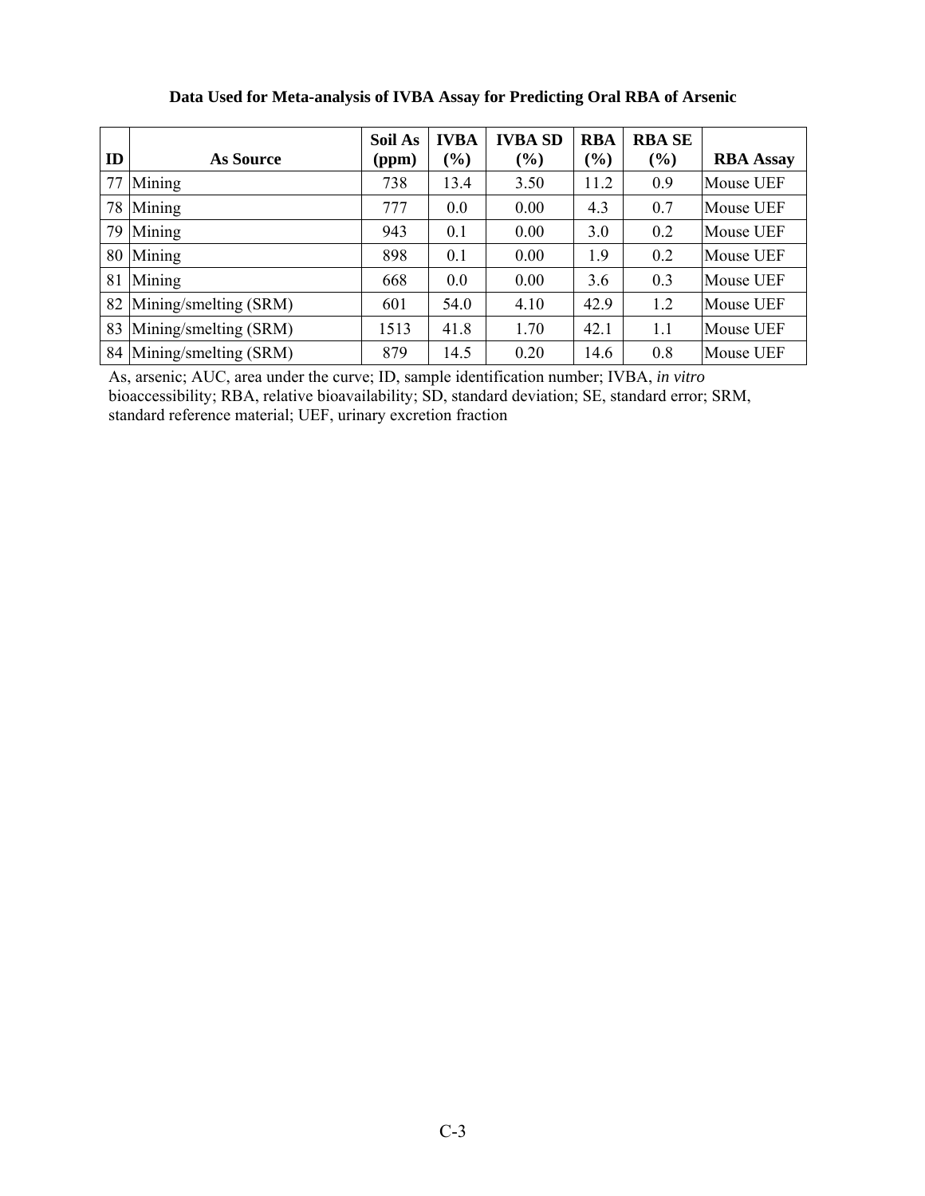**Data Used for Meta-analysis of IVBA Assay for Predicting Oral RBA of Arsenic**

| ID | As Source | Soil As (ppm) | IVBA (%) | IVBA SD (%) | RBA (%) | RBA SE (%) | RBA Assay |
|---|---|---|---|---|---|---|---|
| 77 | Mining | 738 | 13.4 | 3.50 | 11.2 | 0.9 | Mouse UEF |
| 78 | Mining | 777 | 0.0 | 0.00 | 4.3 | 0.7 | Mouse UEF |
| 79 | Mining | 943 | 0.1 | 0.00 | 3.0 | 0.2 | Mouse UEF |
| 80 | Mining | 898 | 0.1 | 0.00 | 1.9 | 0.2 | Mouse UEF |
| 81 | Mining | 668 | 0.0 | 0.00 | 3.6 | 0.3 | Mouse UEF |
| 82 | Mining/smelting (SRM) | 601 | 54.0 | 4.10 | 42.9 | 1.2 | Mouse UEF |
| 83 | Mining/smelting (SRM) | 1513 | 41.8 | 1.70 | 42.1 | 1.1 | Mouse UEF |
| 84 | Mining/smelting (SRM) | 879 | 14.5 | 0.20 | 14.6 | 0.8 | Mouse UEF |

As, arsenic; AUC, area under the curve; ID, sample identification number; IVBA, *in vitro* bioaccessibility; RBA, relative bioavailability; SD, standard deviation; SE, standard error; SRM, standard reference material; UEF, urinary excretion fraction